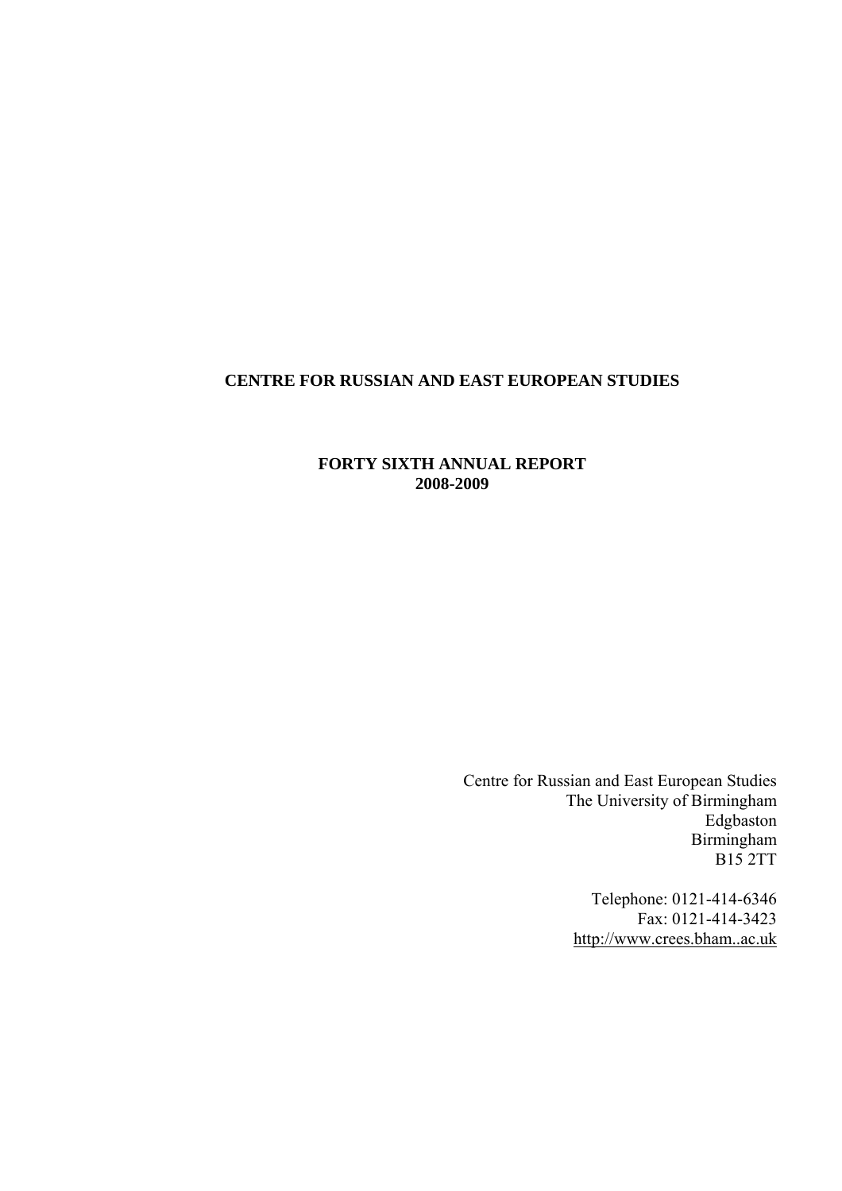# CENTRE FOR RUSSIAN AND EAST EUROPEAN STUDIES

## FORTY SIXTH ANNUAL REPORT
## 2008-2009

Centre for Russian and East European Studies
The University of Birmingham
Edgbaston
Birmingham
B15 2TT

Telephone: 0121-414-6346
Fax: 0121-414-3423
http://www.crees.bham..ac.uk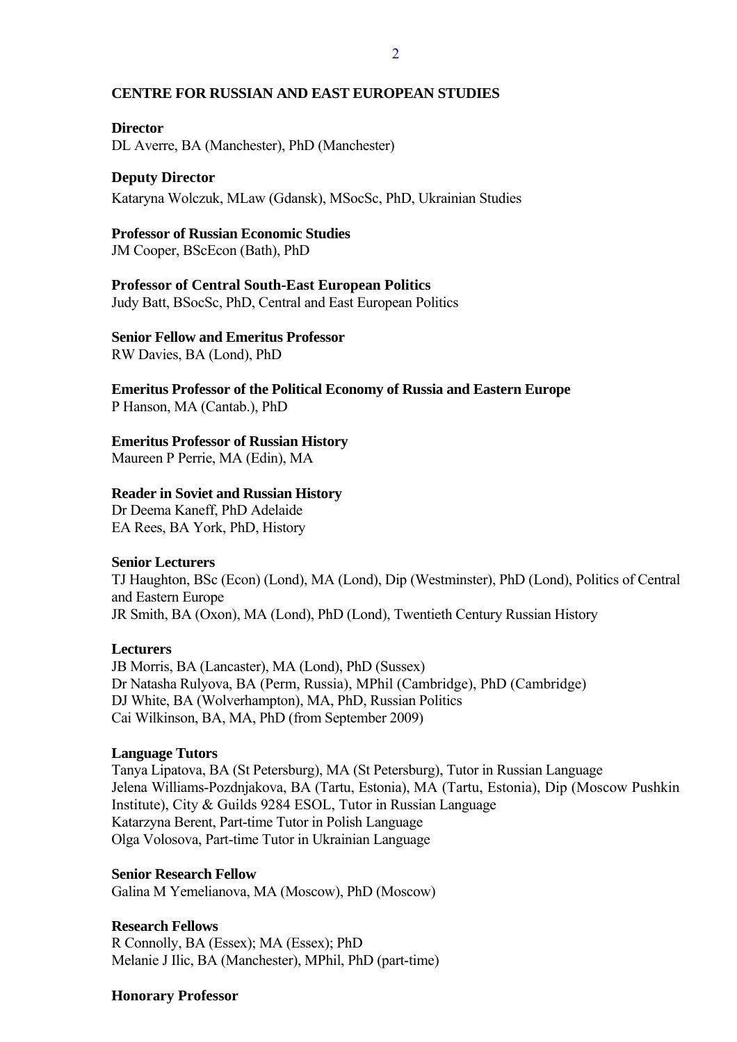## CENTRE FOR RUSSIAN AND EAST EUROPEAN STUDIES

**Director**
DL Averre, BA (Manchester), PhD (Manchester)

**Deputy Director**
Kataryna Wolczuk, MLaw (Gdansk), MSocSc, PhD, Ukrainian Studies

**Professor of Russian Economic Studies**
JM Cooper, BScEcon (Bath), PhD

**Professor of Central South-East European Politics**
Judy Batt, BSocSc, PhD, Central and East European Politics

**Senior Fellow and Emeritus Professor**
RW Davies, BA (Lond), PhD

**Emeritus Professor of the Political Economy of Russia and Eastern Europe**
P Hanson, MA (Cantab.), PhD

**Emeritus Professor of Russian History**
Maureen P Perrie, MA (Edin), MA

**Reader in Soviet and Russian History**
Dr Deema Kaneff, PhD Adelaide
EA Rees, BA York, PhD, History

**Senior Lecturers**
TJ Haughton, BSc (Econ) (Lond), MA (Lond), Dip (Westminster), PhD (Lond), Politics of Central and Eastern Europe
JR Smith, BA (Oxon), MA (Lond), PhD (Lond), Twentieth Century Russian History

**Lecturers**
JB Morris, BA (Lancaster), MA (Lond), PhD (Sussex)
Dr Natasha Rulyova, BA (Perm, Russia), MPhil (Cambridge), PhD (Cambridge)
DJ White, BA (Wolverhampton), MA, PhD, Russian Politics
Cai Wilkinson, BA, MA, PhD (from September 2009)

**Language Tutors**
Tanya Lipatova, BA (St Petersburg), MA (St Petersburg), Tutor in Russian Language
Jelena Williams-Pozdnjakova, BA (Tartu, Estonia), MA (Tartu, Estonia), Dip (Moscow Pushkin Institute), City & Guilds 9284 ESOL, Tutor in Russian Language
Katarzyna Berent, Part-time Tutor in Polish Language
Olga Volosova, Part-time Tutor in Ukrainian Language

**Senior Research Fellow**
Galina M Yemelianova, MA (Moscow), PhD (Moscow)

**Research Fellows**
R Connolly, BA (Essex); MA (Essex); PhD
Melanie J Ilic, BA (Manchester), MPhil, PhD (part-time)

**Honorary Professor**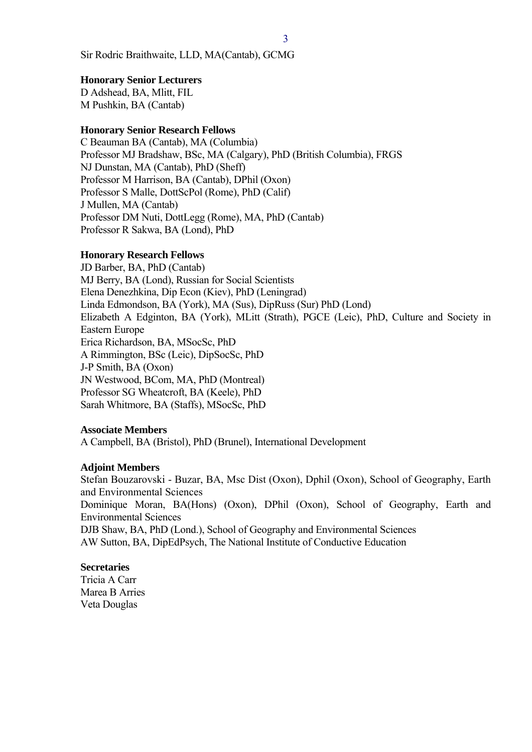Sir Rodric Braithwaite, LLD, MA(Cantab), GCMG

**Honorary Senior Lecturers**

D Adshead, BA, Mlitt, FIL
M Pushkin, BA (Cantab)

**Honorary Senior Research Fellows**

C Beauman BA (Cantab), MA (Columbia)
Professor MJ Bradshaw, BSc, MA (Calgary), PhD (British Columbia), FRGS
NJ Dunstan, MA (Cantab), PhD (Sheff)
Professor M Harrison, BA (Cantab), DPhil (Oxon)
Professor S Malle, DottScPol (Rome), PhD (Calif)
J Mullen, MA (Cantab)
Professor DM Nuti, DottLegg (Rome), MA, PhD (Cantab)
Professor R Sakwa, BA (Lond), PhD

**Honorary Research Fellows**

JD Barber, BA, PhD (Cantab)
MJ Berry, BA (Lond), Russian for Social Scientists
Elena Denezhkina, Dip Econ (Kiev), PhD (Leningrad)
Linda Edmondson, BA (York), MA (Sus), DipRuss (Sur) PhD (Lond)
Elizabeth A Edginton, BA (York), MLitt (Strath), PGCE (Leic), PhD, Culture and Society in Eastern Europe
Erica Richardson, BA, MSocSc, PhD
A Rimmington, BSc (Leic), DipSocSc, PhD
J-P Smith, BA (Oxon)
JN Westwood, BCom, MA, PhD (Montreal)
Professor SG Wheatcroft, BA (Keele), PhD
Sarah Whitmore, BA (Staffs), MSocSc, PhD

**Associate Members**

A Campbell, BA (Bristol), PhD (Brunel), International Development

**Adjoint Members**

Stefan Bouzarovski - Buzar, BA, Msc Dist (Oxon), Dphil (Oxon), School of Geography, Earth and Environmental Sciences
Dominique Moran, BA(Hons) (Oxon), DPhil (Oxon), School of Geography, Earth and Environmental Sciences
DJB Shaw, BA, PhD (Lond.), School of Geography and Environmental Sciences
AW Sutton, BA, DipEdPsych, The National Institute of Conductive Education

**Secretaries**

Tricia A Carr
Marea B Arries
Veta Douglas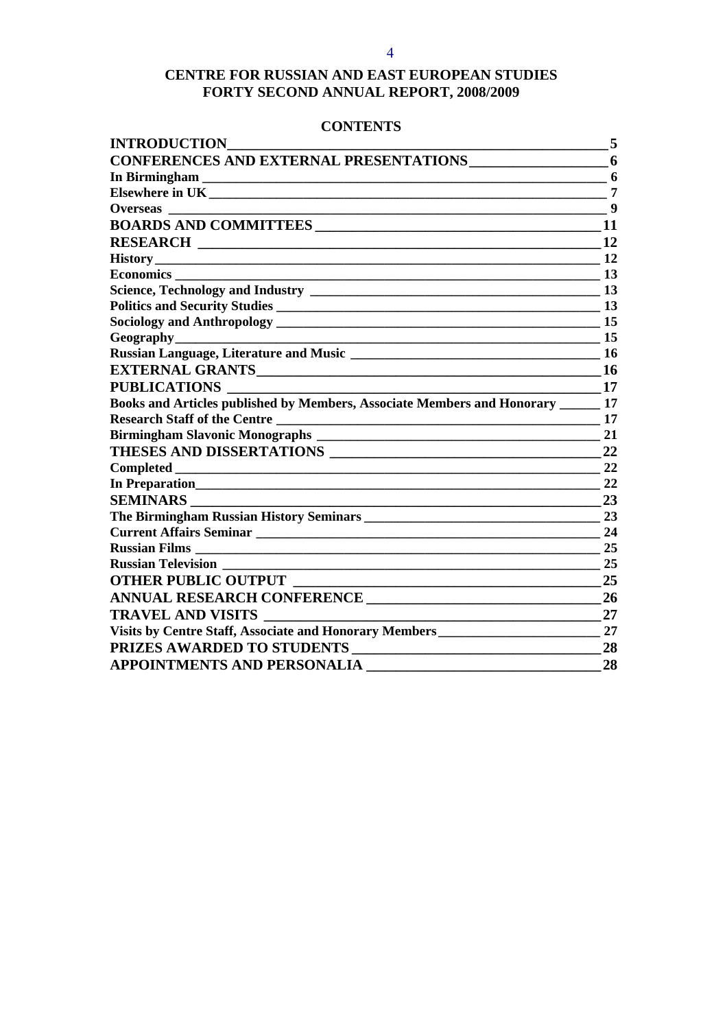# CENTRE FOR RUSSIAN AND EAST EUROPEAN STUDIES
# FORTY SECOND ANNUAL REPORT, 2008/2009

## CONTENTS

| | |
|---|---|
| **INTRODUCTION** | **5** |
| **CONFERENCES AND EXTERNAL PRESENTATIONS** | **6** |
| **In Birmingham** | **6** |
| **Elsewhere in UK** | **7** |
| **Overseas** | **9** |
| **BOARDS AND COMMITTEES** | **11** |
| **RESEARCH** | **12** |
| **History** | **12** |
| **Economics** | **13** |
| **Science, Technology and Industry** | **13** |
| **Politics and Security Studies** | **13** |
| **Sociology and Anthropology** | **15** |
| **Geography** | **15** |
| **Russian Language, Literature and Music** | **16** |
| **EXTERNAL GRANTS** | **16** |
| **PUBLICATIONS** | **17** |
| **Books and Articles published by Members, Associate Members and Honorary** | **17** |
| **Research Staff of the Centre** | **17** |
| **Birmingham Slavonic Monographs** | **21** |
| **THESES AND DISSERTATIONS** | **22** |
| **Completed** | **22** |
| **In Preparation** | **22** |
| **SEMINARS** | **23** |
| **The Birmingham Russian History Seminars** | **23** |
| **Current Affairs Seminar** | **24** |
| **Russian Films** | **25** |
| **Russian Television** | **25** |
| **OTHER PUBLIC OUTPUT** | **25** |
| **ANNUAL RESEARCH CONFERENCE** | **26** |
| **TRAVEL AND VISITS** | **27** |
| **Visits by Centre Staff, Associate and Honorary Members** | **27** |
| **PRIZES AWARDED TO STUDENTS** | **28** |
| **APPOINTMENTS AND PERSONALIA** | **28** |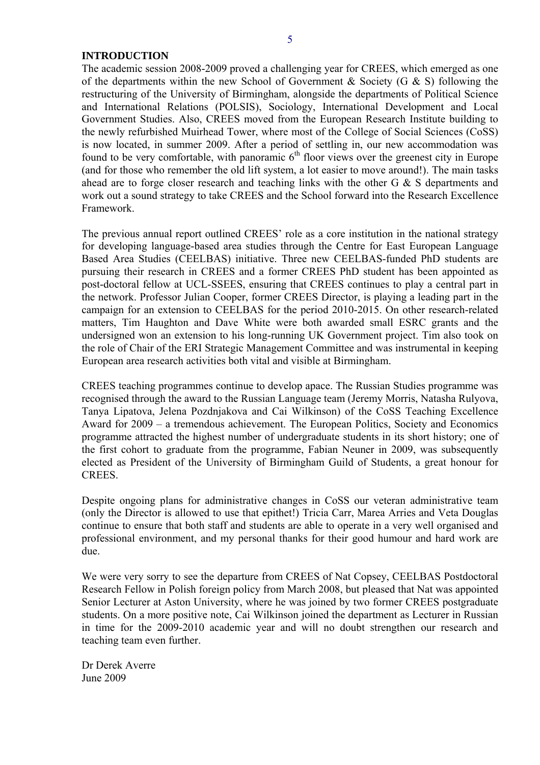## INTRODUCTION

The academic session 2008-2009 proved a challenging year for CREES, which emerged as one of the departments within the new School of Government & Society (G & S) following the restructuring of the University of Birmingham, alongside the departments of Political Science and International Relations (POLSIS), Sociology, International Development and Local Government Studies. Also, CREES moved from the European Research Institute building to the newly refurbished Muirhead Tower, where most of the College of Social Sciences (CoSS) is now located, in summer 2009. After a period of settling in, our new accommodation was found to be very comfortable, with panoramic 6th floor views over the greenest city in Europe (and for those who remember the old lift system, a lot easier to move around!). The main tasks ahead are to forge closer research and teaching links with the other G & S departments and work out a sound strategy to take CREES and the School forward into the Research Excellence Framework.

The previous annual report outlined CREES' role as a core institution in the national strategy for developing language-based area studies through the Centre for East European Language Based Area Studies (CEELBAS) initiative. Three new CEELBAS-funded PhD students are pursuing their research in CREES and a former CREES PhD student has been appointed as post-doctoral fellow at UCL-SSEES, ensuring that CREES continues to play a central part in the network. Professor Julian Cooper, former CREES Director, is playing a leading part in the campaign for an extension to CEELBAS for the period 2010-2015. On other research-related matters, Tim Haughton and Dave White were both awarded small ESRC grants and the undersigned won an extension to his long-running UK Government project. Tim also took on the role of Chair of the ERI Strategic Management Committee and was instrumental in keeping European area research activities both vital and visible at Birmingham.

CREES teaching programmes continue to develop apace. The Russian Studies programme was recognised through the award to the Russian Language team (Jeremy Morris, Natasha Rulyova, Tanya Lipatova, Jelena Pozdnjakova and Cai Wilkinson) of the CoSS Teaching Excellence Award for 2009 – a tremendous achievement. The European Politics, Society and Economics programme attracted the highest number of undergraduate students in its short history; one of the first cohort to graduate from the programme, Fabian Neuner in 2009, was subsequently elected as President of the University of Birmingham Guild of Students, a great honour for CREES.

Despite ongoing plans for administrative changes in CoSS our veteran administrative team (only the Director is allowed to use that epithet!) Tricia Carr, Marea Arries and Veta Douglas continue to ensure that both staff and students are able to operate in a very well organised and professional environment, and my personal thanks for their good humour and hard work are due.

We were very sorry to see the departure from CREES of Nat Copsey, CEELBAS Postdoctoral Research Fellow in Polish foreign policy from March 2008, but pleased that Nat was appointed Senior Lecturer at Aston University, where he was joined by two former CREES postgraduate students. On a more positive note, Cai Wilkinson joined the department as Lecturer in Russian in time for the 2009-2010 academic year and will no doubt strengthen our research and teaching team even further.

Dr Derek Averre
June 2009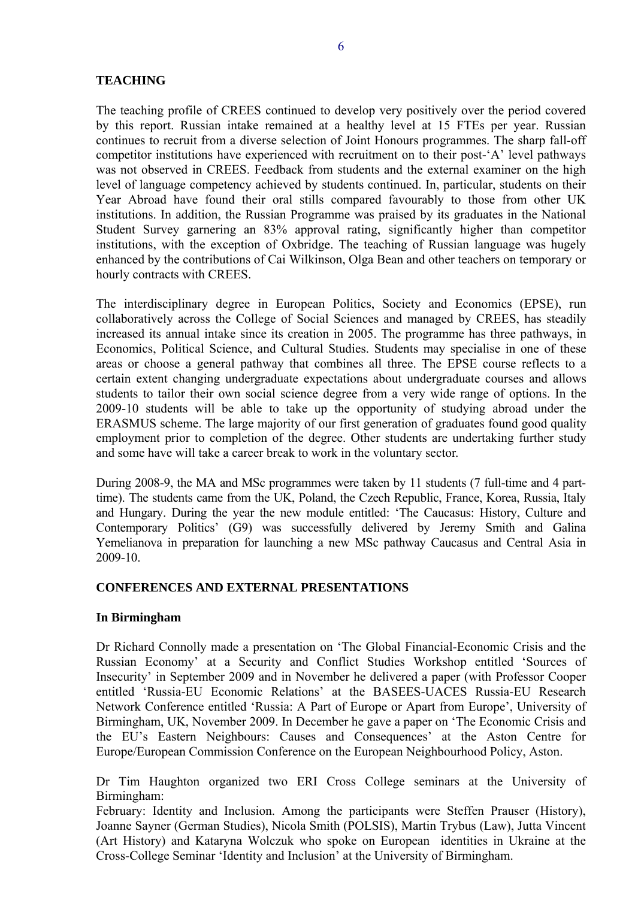## TEACHING

The teaching profile of CREES continued to develop very positively over the period covered by this report. Russian intake remained at a healthy level at 15 FTEs per year. Russian continues to recruit from a diverse selection of Joint Honours programmes. The sharp fall-off competitor institutions have experienced with recruitment on to their post-'A' level pathways was not observed in CREES. Feedback from students and the external examiner on the high level of language competency achieved by students continued. In, particular, students on their Year Abroad have found their oral stills compared favourably to those from other UK institutions. In addition, the Russian Programme was praised by its graduates in the National Student Survey garnering an 83% approval rating, significantly higher than competitor institutions, with the exception of Oxbridge. The teaching of Russian language was hugely enhanced by the contributions of Cai Wilkinson, Olga Bean and other teachers on temporary or hourly contracts with CREES.

The interdisciplinary degree in European Politics, Society and Economics (EPSE), run collaboratively across the College of Social Sciences and managed by CREES, has steadily increased its annual intake since its creation in 2005. The programme has three pathways, in Economics, Political Science, and Cultural Studies. Students may specialise in one of these areas or choose a general pathway that combines all three. The EPSE course reflects to a certain extent changing undergraduate expectations about undergraduate courses and allows students to tailor their own social science degree from a very wide range of options. In the 2009-10 students will be able to take up the opportunity of studying abroad under the ERASMUS scheme. The large majority of our first generation of graduates found good quality employment prior to completion of the degree. Other students are undertaking further study and some have will take a career break to work in the voluntary sector.

During 2008-9, the MA and MSc programmes were taken by 11 students (7 full-time and 4 part-time). The students came from the UK, Poland, the Czech Republic, France, Korea, Russia, Italy and Hungary. During the year the new module entitled: 'The Caucasus: History, Culture and Contemporary Politics' (G9) was successfully delivered by Jeremy Smith and Galina Yemelianova in preparation for launching a new MSc pathway Caucasus and Central Asia in 2009-10.

## CONFERENCES AND EXTERNAL PRESENTATIONS

### In Birmingham

Dr Richard Connolly made a presentation on 'The Global Financial-Economic Crisis and the Russian Economy' at a Security and Conflict Studies Workshop entitled 'Sources of Insecurity' in September 2009 and in November he delivered a paper (with Professor Cooper entitled 'Russia-EU Economic Relations' at the BASEES-UACES Russia-EU Research Network Conference entitled 'Russia: A Part of Europe or Apart from Europe', University of Birmingham, UK, November 2009. In December he gave a paper on 'The Economic Crisis and the EU's Eastern Neighbours: Causes and Consequences' at the Aston Centre for Europe/European Commission Conference on the European Neighbourhood Policy, Aston.

Dr Tim Haughton organized two ERI Cross College seminars at the University of Birmingham:
February: Identity and Inclusion. Among the participants were Steffen Prauser (History), Joanne Sayner (German Studies), Nicola Smith (POLSIS), Martin Trybus (Law), Jutta Vincent (Art History) and Kataryna Wolczuk who spoke on European identities in Ukraine at the Cross-College Seminar 'Identity and Inclusion' at the University of Birmingham.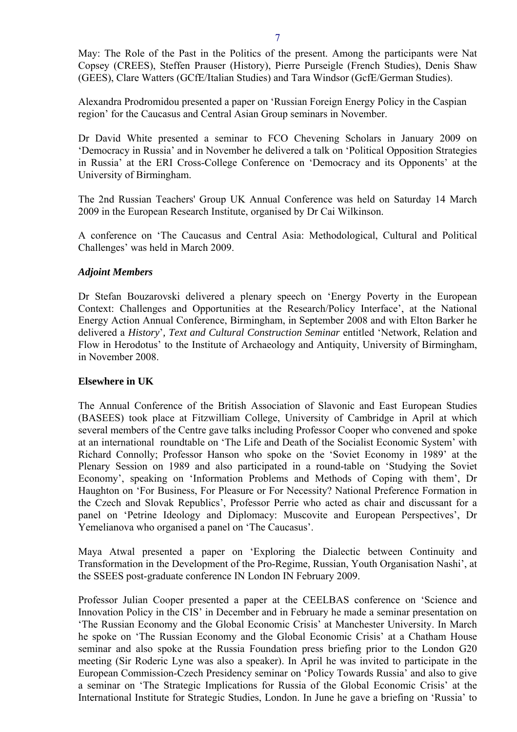May: The Role of the Past in the Politics of the present. Among the participants were Nat Copsey (CREES), Steffen Prauser (History), Pierre Purseigle (French Studies), Denis Shaw (GEES), Clare Watters (GCfE/Italian Studies) and Tara Windsor (GcfE/German Studies).

Alexandra Prodromidou presented a paper on 'Russian Foreign Energy Policy in the Caspian region' for the Caucasus and Central Asian Group seminars in November.

Dr David White presented a seminar to FCO Chevening Scholars in January 2009 on 'Democracy in Russia' and in November he delivered a talk on 'Political Opposition Strategies in Russia' at the ERI Cross-College Conference on 'Democracy and its Opponents' at the University of Birmingham.

The 2nd Russian Teachers' Group UK Annual Conference was held on Saturday 14 March 2009 in the European Research Institute, organised by Dr Cai Wilkinson.

A conference on 'The Caucasus and Central Asia: Methodological, Cultural and Political Challenges' was held in March 2009.

***Adjoint Members***

Dr Stefan Bouzarovski delivered a plenary speech on 'Energy Poverty in the European Context: Challenges and Opportunities at the Research/Policy Interface', at the National Energy Action Annual Conference, Birmingham, in September 2008 and with Elton Barker he delivered a *History*', *Text and Cultural Construction Seminar* entitled 'Network, Relation and Flow in Herodotus' to the Institute of Archaeology and Antiquity, University of Birmingham, in November 2008.

**Elsewhere in UK**

The Annual Conference of the British Association of Slavonic and East European Studies (BASEES) took place at Fitzwilliam College, University of Cambridge in April at which several members of the Centre gave talks including Professor Cooper who convened and spoke at an international roundtable on 'The Life and Death of the Socialist Economic System' with Richard Connolly; Professor Hanson who spoke on the 'Soviet Economy in 1989' at the Plenary Session on 1989 and also participated in a round-table on 'Studying the Soviet Economy', speaking on 'Information Problems and Methods of Coping with them', Dr Haughton on 'For Business, For Pleasure or For Necessity? National Preference Formation in the Czech and Slovak Republics', Professor Perrie who acted as chair and discussant for a panel on 'Petrine Ideology and Diplomacy: Muscovite and European Perspectives', Dr Yemelianova who organised a panel on 'The Caucasus'.

Maya Atwal presented a paper on 'Exploring the Dialectic between Continuity and Transformation in the Development of the Pro-Regime, Russian, Youth Organisation Nashi', at the SSEES post-graduate conference IN London IN February 2009.

Professor Julian Cooper presented a paper at the CEELBAS conference on 'Science and Innovation Policy in the CIS' in December and in February he made a seminar presentation on 'The Russian Economy and the Global Economic Crisis' at Manchester University. In March he spoke on 'The Russian Economy and the Global Economic Crisis' at a Chatham House seminar and also spoke at the Russia Foundation press briefing prior to the London G20 meeting (Sir Roderic Lyne was also a speaker). In April he was invited to participate in the European Commission-Czech Presidency seminar on 'Policy Towards Russia' and also to give a seminar on 'The Strategic Implications for Russia of the Global Economic Crisis' at the International Institute for Strategic Studies, London. In June he gave a briefing on 'Russia' to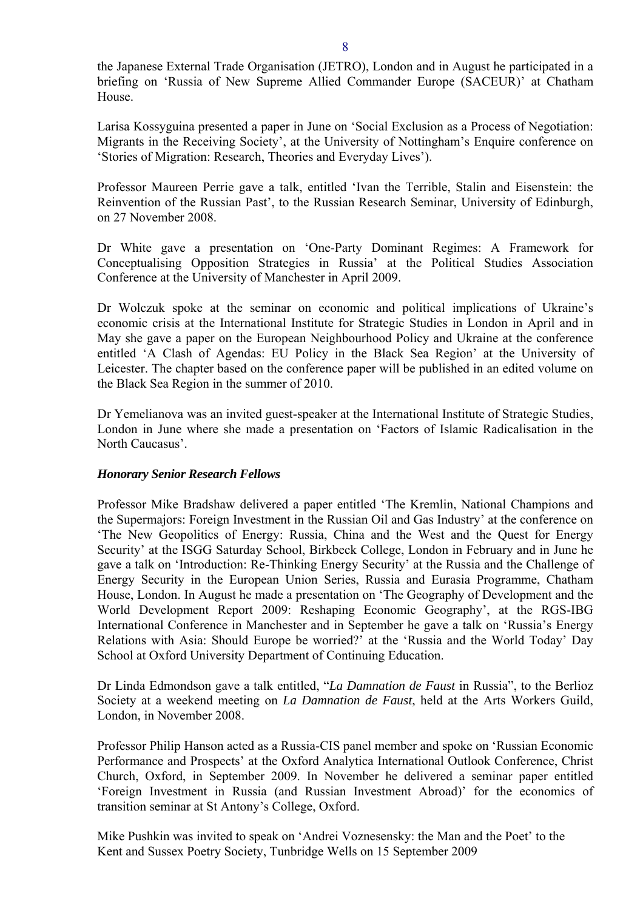the Japanese External Trade Organisation (JETRO), London and in August he participated in a briefing on 'Russia of New Supreme Allied Commander Europe (SACEUR)' at Chatham House.

Larisa Kossyguina presented a paper in June on 'Social Exclusion as a Process of Negotiation: Migrants in the Receiving Society', at the University of Nottingham's Enquire conference on 'Stories of Migration: Research, Theories and Everyday Lives').

Professor Maureen Perrie gave a talk, entitled 'Ivan the Terrible, Stalin and Eisenstein: the Reinvention of the Russian Past', to the Russian Research Seminar, University of Edinburgh, on 27 November 2008.

Dr White gave a presentation on 'One-Party Dominant Regimes: A Framework for Conceptualising Opposition Strategies in Russia' at the Political Studies Association Conference at the University of Manchester in April 2009.

Dr Wolczuk spoke at the seminar on economic and political implications of Ukraine's economic crisis at the International Institute for Strategic Studies in London in April and in May she gave a paper on the European Neighbourhood Policy and Ukraine at the conference entitled 'A Clash of Agendas: EU Policy in the Black Sea Region' at the University of Leicester. The chapter based on the conference paper will be published in an edited volume on the Black Sea Region in the summer of 2010.

Dr Yemelianova was an invited guest-speaker at the International Institute of Strategic Studies, London in June where she made a presentation on 'Factors of Islamic Radicalisation in the North Caucasus'.

***Honorary Senior Research Fellows***

Professor Mike Bradshaw delivered a paper entitled 'The Kremlin, National Champions and the Supermajors: Foreign Investment in the Russian Oil and Gas Industry' at the conference on 'The New Geopolitics of Energy: Russia, China and the West and the Quest for Energy Security' at the ISGG Saturday School, Birkbeck College, London in February and in June he gave a talk on 'Introduction: Re-Thinking Energy Security' at the Russia and the Challenge of Energy Security in the European Union Series, Russia and Eurasia Programme, Chatham House, London. In August he made a presentation on 'The Geography of Development and the World Development Report 2009: Reshaping Economic Geography', at the RGS-IBG International Conference in Manchester and in September he gave a talk on 'Russia's Energy Relations with Asia: Should Europe be worried?' at the 'Russia and the World Today' Day School at Oxford University Department of Continuing Education.

Dr Linda Edmondson gave a talk entitled, "*La Damnation de Faust* in Russia", to the Berlioz Society at a weekend meeting on *La Damnation de Faust*, held at the Arts Workers Guild, London, in November 2008.

Professor Philip Hanson acted as a Russia-CIS panel member and spoke on 'Russian Economic Performance and Prospects' at the Oxford Analytica International Outlook Conference, Christ Church, Oxford, in September 2009. In November he delivered a seminar paper entitled 'Foreign Investment in Russia (and Russian Investment Abroad)' for the economics of transition seminar at St Antony's College, Oxford.

Mike Pushkin was invited to speak on 'Andrei Voznesensky: the Man and the Poet' to the Kent and Sussex Poetry Society, Tunbridge Wells on 15 September 2009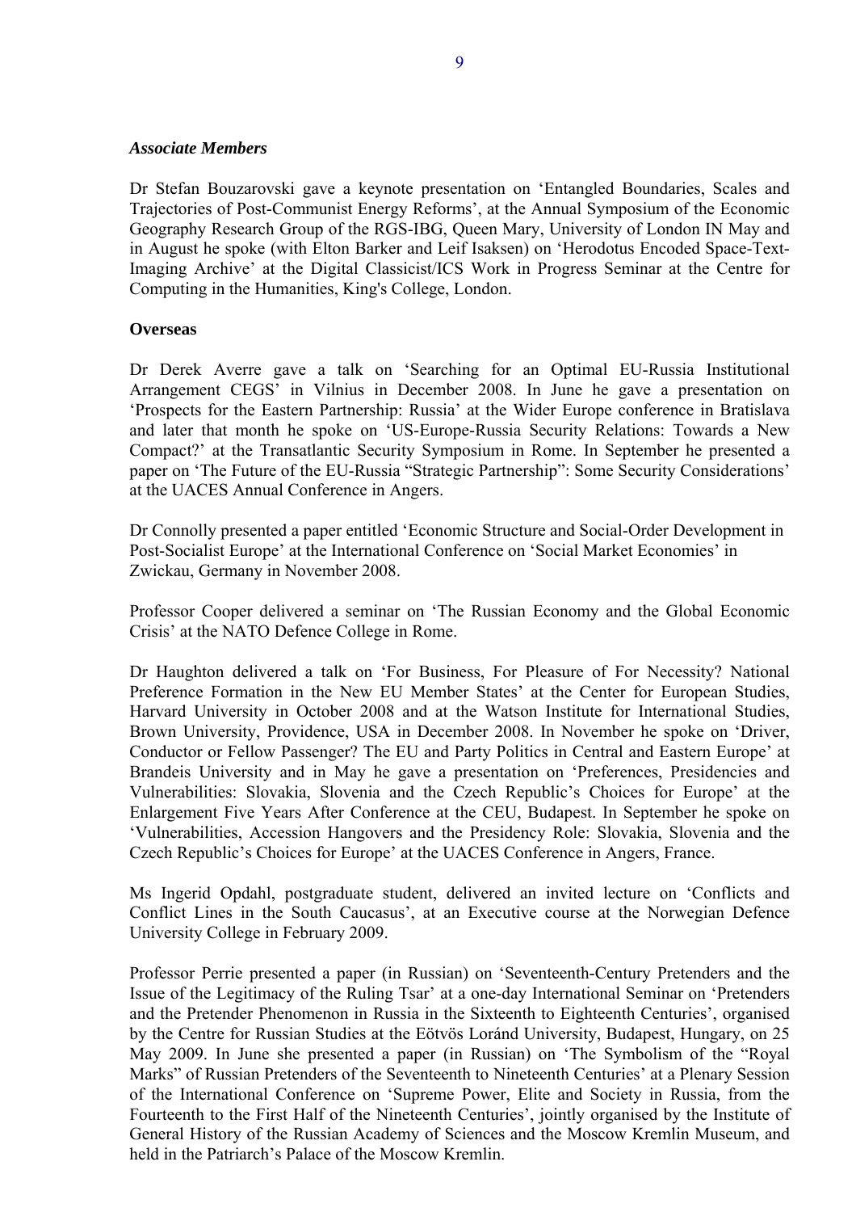***Associate Members***

Dr Stefan Bouzarovski gave a keynote presentation on 'Entangled Boundaries, Scales and Trajectories of Post-Communist Energy Reforms', at the Annual Symposium of the Economic Geography Research Group of the RGS-IBG, Queen Mary, University of London IN May and in August he spoke (with Elton Barker and Leif Isaksen) on 'Herodotus Encoded Space-Text-Imaging Archive' at the Digital Classicist/ICS Work in Progress Seminar at the Centre for Computing in the Humanities, King's College, London.

**Overseas**

Dr Derek Averre gave a talk on 'Searching for an Optimal EU-Russia Institutional Arrangement CEGS' in Vilnius in December 2008. In June he gave a presentation on 'Prospects for the Eastern Partnership: Russia' at the Wider Europe conference in Bratislava and later that month he spoke on 'US-Europe-Russia Security Relations: Towards a New Compact?' at the Transatlantic Security Symposium in Rome. In September he presented a paper on 'The Future of the EU-Russia "Strategic Partnership": Some Security Considerations' at the UACES Annual Conference in Angers.

Dr Connolly presented a paper entitled 'Economic Structure and Social-Order Development in Post-Socialist Europe' at the International Conference on 'Social Market Economies' in Zwickau, Germany in November 2008.

Professor Cooper delivered a seminar on 'The Russian Economy and the Global Economic Crisis' at the NATO Defence College in Rome.

Dr Haughton delivered a talk on 'For Business, For Pleasure of For Necessity? National Preference Formation in the New EU Member States' at the Center for European Studies, Harvard University in October 2008 and at the Watson Institute for International Studies, Brown University, Providence, USA in December 2008. In November he spoke on 'Driver, Conductor or Fellow Passenger? The EU and Party Politics in Central and Eastern Europe' at Brandeis University and in May he gave a presentation on 'Preferences, Presidencies and Vulnerabilities: Slovakia, Slovenia and the Czech Republic's Choices for Europe' at the Enlargement Five Years After Conference at the CEU, Budapest. In September he spoke on 'Vulnerabilities, Accession Hangovers and the Presidency Role: Slovakia, Slovenia and the Czech Republic's Choices for Europe' at the UACES Conference in Angers, France.

Ms Ingerid Opdahl, postgraduate student, delivered an invited lecture on 'Conflicts and Conflict Lines in the South Caucasus', at an Executive course at the Norwegian Defence University College in February 2009.

Professor Perrie presented a paper (in Russian) on 'Seventeenth-Century Pretenders and the Issue of the Legitimacy of the Ruling Tsar' at a one-day International Seminar on 'Pretenders and the Pretender Phenomenon in Russia in the Sixteenth to Eighteenth Centuries', organised by the Centre for Russian Studies at the Eötvös Loránd University, Budapest, Hungary, on 25 May 2009. In June she presented a paper (in Russian) on 'The Symbolism of the "Royal Marks" of Russian Pretenders of the Seventeenth to Nineteenth Centuries' at a Plenary Session of the International Conference on 'Supreme Power, Elite and Society in Russia, from the Fourteenth to the First Half of the Nineteenth Centuries', jointly organised by the Institute of General History of the Russian Academy of Sciences and the Moscow Kremlin Museum, and held in the Patriarch's Palace of the Moscow Kremlin.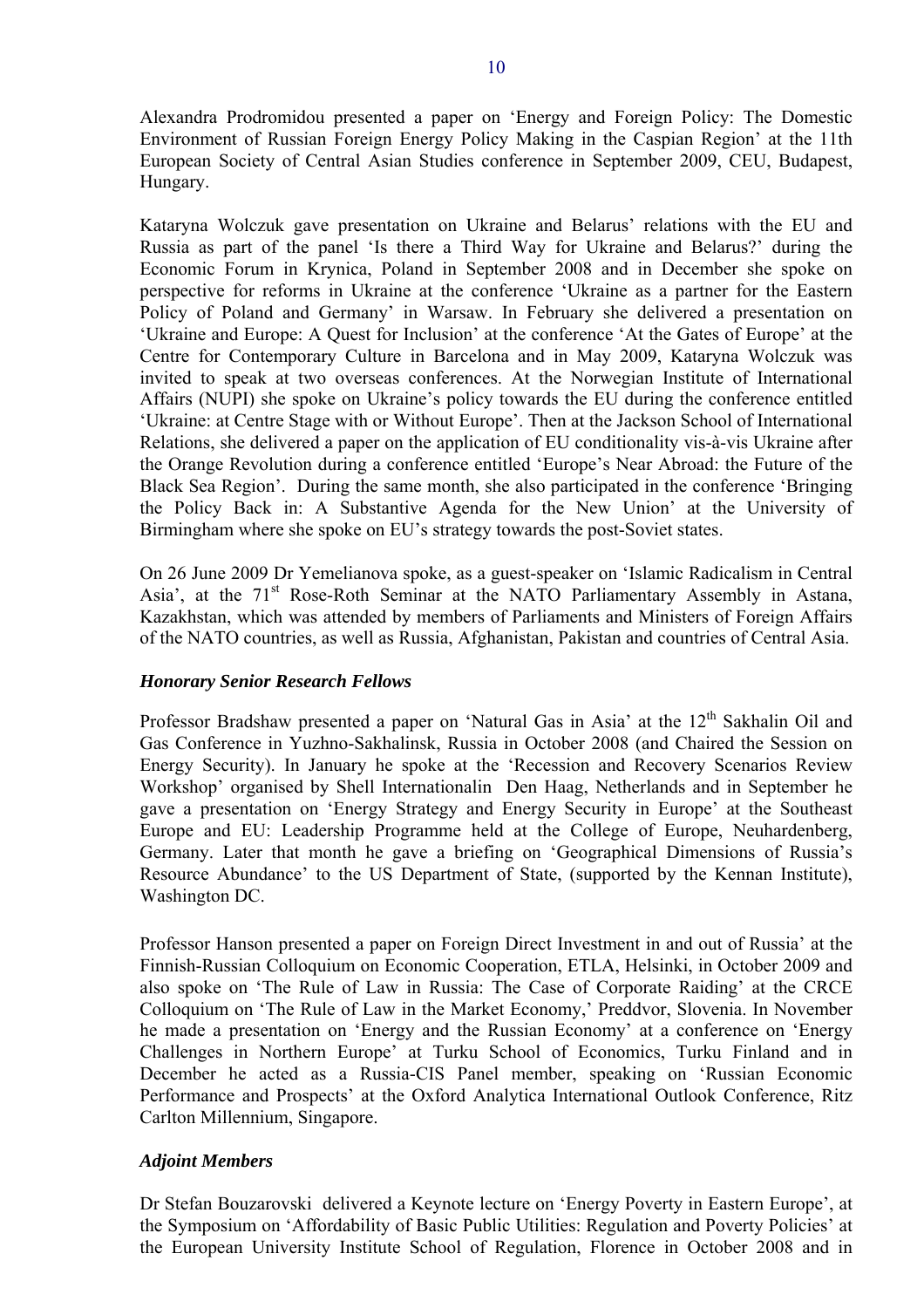Alexandra Prodromidou presented a paper on 'Energy and Foreign Policy: The Domestic Environment of Russian Foreign Energy Policy Making in the Caspian Region' at the 11th European Society of Central Asian Studies conference in September 2009, CEU, Budapest, Hungary.

Kataryna Wolczuk gave presentation on Ukraine and Belarus' relations with the EU and Russia as part of the panel 'Is there a Third Way for Ukraine and Belarus?' during the Economic Forum in Krynica, Poland in September 2008 and in December she spoke on perspective for reforms in Ukraine at the conference 'Ukraine as a partner for the Eastern Policy of Poland and Germany' in Warsaw. In February she delivered a presentation on 'Ukraine and Europe: A Quest for Inclusion' at the conference 'At the Gates of Europe' at the Centre for Contemporary Culture in Barcelona and in May 2009, Kataryna Wolczuk was invited to speak at two overseas conferences. At the Norwegian Institute of International Affairs (NUPI) she spoke on Ukraine's policy towards the EU during the conference entitled 'Ukraine: at Centre Stage with or Without Europe'. Then at the Jackson School of International Relations, she delivered a paper on the application of EU conditionality vis-à-vis Ukraine after the Orange Revolution during a conference entitled 'Europe's Near Abroad: the Future of the Black Sea Region'. During the same month, she also participated in the conference 'Bringing the Policy Back in: A Substantive Agenda for the New Union' at the University of Birmingham where she spoke on EU's strategy towards the post-Soviet states.

On 26 June 2009 Dr Yemelianova spoke, as a guest-speaker on 'Islamic Radicalism in Central Asia', at the 71st Rose-Roth Seminar at the NATO Parliamentary Assembly in Astana, Kazakhstan, which was attended by members of Parliaments and Ministers of Foreign Affairs of the NATO countries, as well as Russia, Afghanistan, Pakistan and countries of Central Asia.

***Honorary Senior Research Fellows***

Professor Bradshaw presented a paper on 'Natural Gas in Asia' at the 12th Sakhalin Oil and Gas Conference in Yuzhno-Sakhalinsk, Russia in October 2008 (and Chaired the Session on Energy Security). In January he spoke at the 'Recession and Recovery Scenarios Review Workshop' organised by Shell Internationalin Den Haag, Netherlands and in September he gave a presentation on 'Energy Strategy and Energy Security in Europe' at the Southeast Europe and EU: Leadership Programme held at the College of Europe, Neuhardenberg, Germany. Later that month he gave a briefing on 'Geographical Dimensions of Russia's Resource Abundance' to the US Department of State, (supported by the Kennan Institute), Washington DC.

Professor Hanson presented a paper on Foreign Direct Investment in and out of Russia' at the Finnish-Russian Colloquium on Economic Cooperation, ETLA, Helsinki, in October 2009 and also spoke on 'The Rule of Law in Russia: The Case of Corporate Raiding' at the CRCE Colloquium on 'The Rule of Law in the Market Economy,' Preddvor, Slovenia. In November he made a presentation on 'Energy and the Russian Economy' at a conference on 'Energy Challenges in Northern Europe' at Turku School of Economics, Turku Finland and in December he acted as a Russia-CIS Panel member, speaking on 'Russian Economic Performance and Prospects' at the Oxford Analytica International Outlook Conference, Ritz Carlton Millennium, Singapore.

***Adjoint Members***

Dr Stefan Bouzarovski delivered a Keynote lecture on 'Energy Poverty in Eastern Europe', at the Symposium on 'Affordability of Basic Public Utilities: Regulation and Poverty Policies' at the European University Institute School of Regulation, Florence in October 2008 and in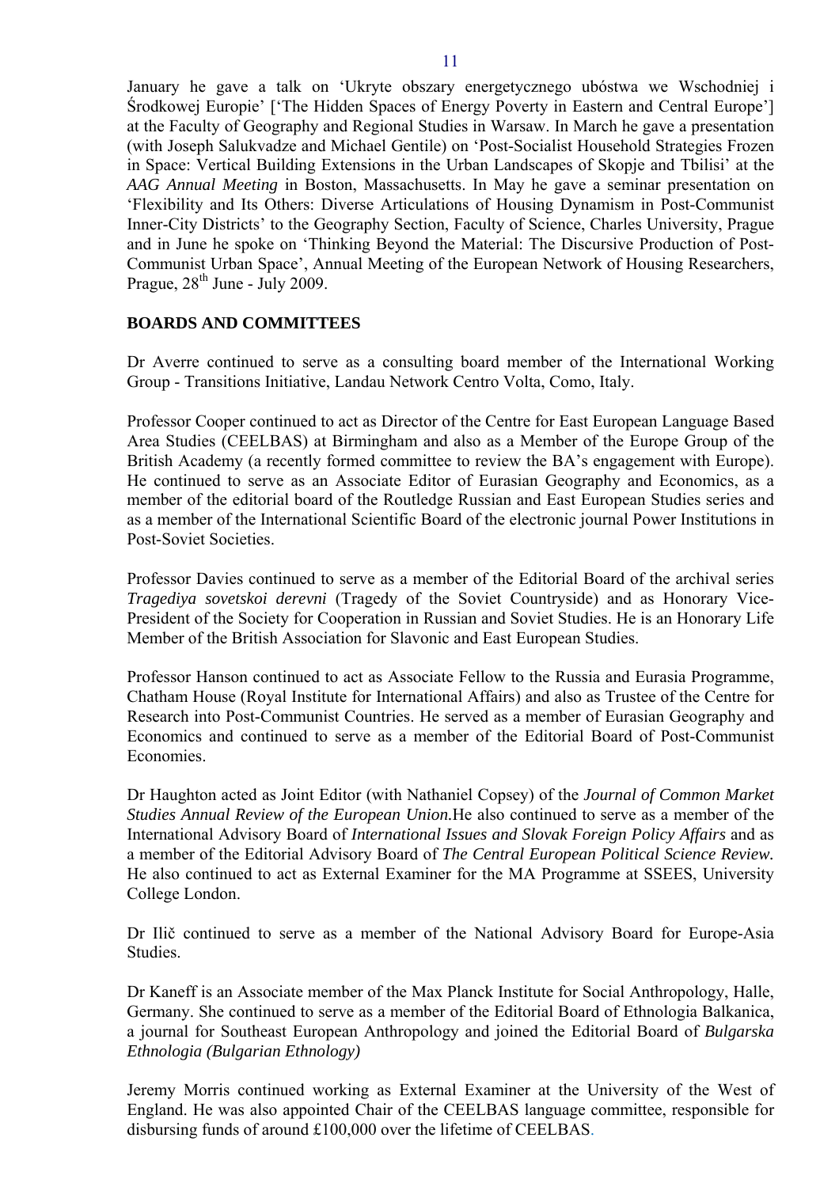January he gave a talk on 'Ukryte obszary energetycznego ubóstwa we Wschodniej i Środkowej Europie' ['The Hidden Spaces of Energy Poverty in Eastern and Central Europe'] at the Faculty of Geography and Regional Studies in Warsaw. In March he gave a presentation (with Joseph Salukvadze and Michael Gentile) on 'Post-Socialist Household Strategies Frozen in Space: Vertical Building Extensions in the Urban Landscapes of Skopje and Tbilisi' at the *AAG Annual Meeting* in Boston, Massachusetts. In May he gave a seminar presentation on 'Flexibility and Its Others: Diverse Articulations of Housing Dynamism in Post-Communist Inner-City Districts' to the Geography Section, Faculty of Science, Charles University, Prague and in June he spoke on 'Thinking Beyond the Material: The Discursive Production of Post-Communist Urban Space', Annual Meeting of the European Network of Housing Researchers, Prague, 28th June - July 2009.

**BOARDS AND COMMITTEES**

Dr Averre continued to serve as a consulting board member of the International Working Group - Transitions Initiative, Landau Network Centro Volta, Como, Italy.

Professor Cooper continued to act as Director of the Centre for East European Language Based Area Studies (CEELBAS) at Birmingham and also as a Member of the Europe Group of the British Academy (a recently formed committee to review the BA's engagement with Europe). He continued to serve as an Associate Editor of Eurasian Geography and Economics, as a member of the editorial board of the Routledge Russian and East European Studies series and as a member of the International Scientific Board of the electronic journal Power Institutions in Post-Soviet Societies.

Professor Davies continued to serve as a member of the Editorial Board of the archival series *Tragediya sovetskoi derevni* (Tragedy of the Soviet Countryside) and as Honorary Vice-President of the Society for Cooperation in Russian and Soviet Studies. He is an Honorary Life Member of the British Association for Slavonic and East European Studies.

Professor Hanson continued to act as Associate Fellow to the Russia and Eurasia Programme, Chatham House (Royal Institute for International Affairs) and also as Trustee of the Centre for Research into Post-Communist Countries. He served as a member of Eurasian Geography and Economics and continued to serve as a member of the Editorial Board of Post-Communist Economies.

Dr Haughton acted as Joint Editor (with Nathaniel Copsey) of the *Journal of Common Market Studies Annual Review of the European Union.*He also continued to serve as a member of the International Advisory Board of *International Issues and Slovak Foreign Policy Affairs* and as a member of the Editorial Advisory Board of *The Central European Political Science Review.* He also continued to act as External Examiner for the MA Programme at SSEES, University College London.

Dr Ilič continued to serve as a member of the National Advisory Board for Europe-Asia Studies.

Dr Kaneff is an Associate member of the Max Planck Institute for Social Anthropology, Halle, Germany. She continued to serve as a member of the Editorial Board of Ethnologia Balkanica, a journal for Southeast European Anthropology and joined the Editorial Board of *Bulgarska Ethnologia (Bulgarian Ethnology)*

Jeremy Morris continued working as External Examiner at the University of the West of England. He was also appointed Chair of the CEELBAS language committee, responsible for disbursing funds of around £100,000 over the lifetime of CEELBAS.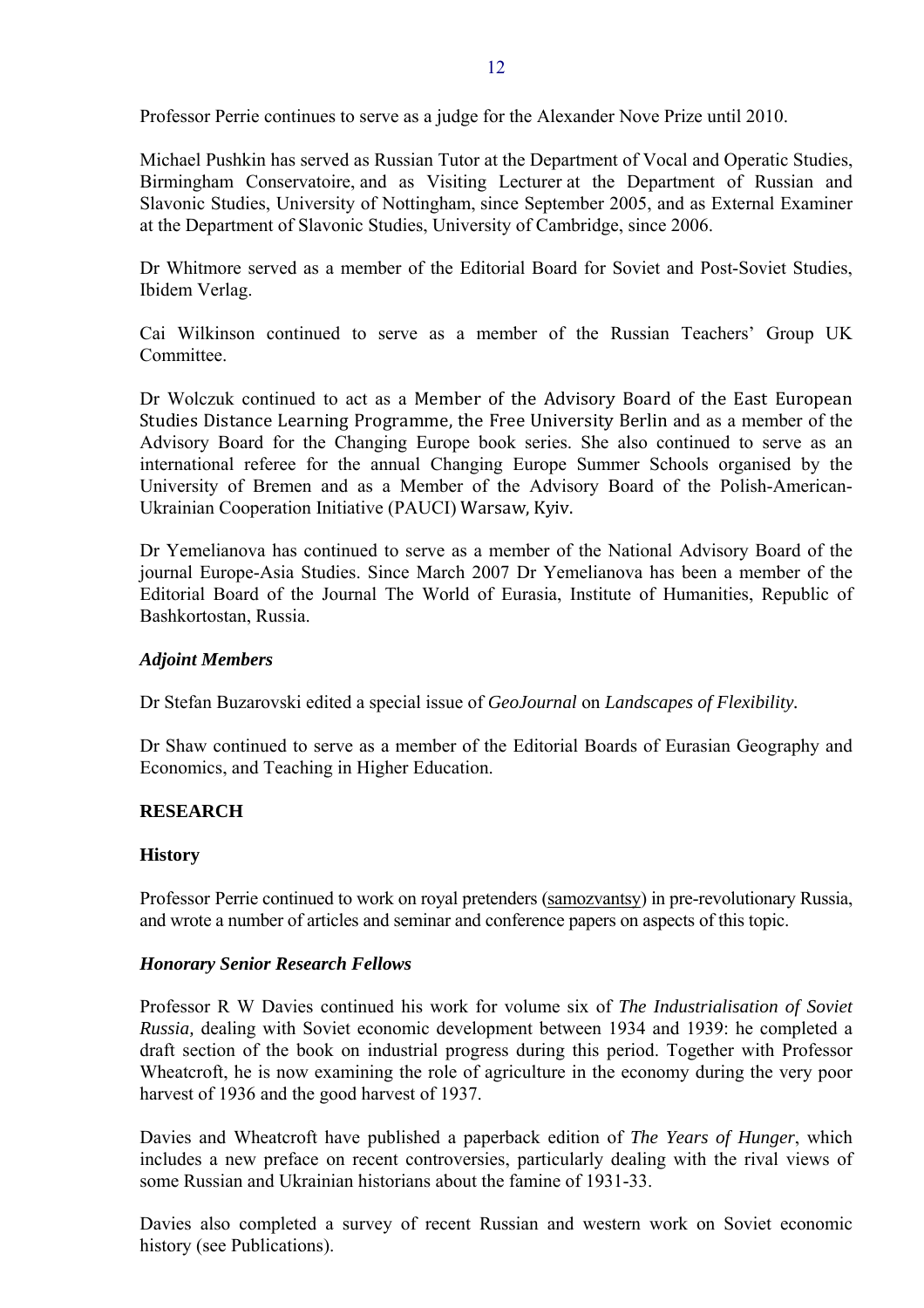Professor Perrie continues to serve as a judge for the Alexander Nove Prize until 2010.

Michael Pushkin has served as Russian Tutor at the Department of Vocal and Operatic Studies, Birmingham Conservatoire, and as Visiting Lecturer at the Department of Russian and Slavonic Studies, University of Nottingham, since September 2005, and as External Examiner at the Department of Slavonic Studies, University of Cambridge, since 2006.

Dr Whitmore served as a member of the Editorial Board for Soviet and Post-Soviet Studies, Ibidem Verlag.

Cai Wilkinson continued to serve as a member of the Russian Teachers' Group UK Committee.

Dr Wolczuk continued to act as a Member of the Advisory Board of the East European Studies Distance Learning Programme, the Free University Berlin and as a member of the Advisory Board for the Changing Europe book series. She also continued to serve as an international referee for the annual Changing Europe Summer Schools organised by the University of Bremen and as a Member of the Advisory Board of the Polish-American-Ukrainian Cooperation Initiative (PAUCI) Warsaw, Kyiv.

Dr Yemelianova has continued to serve as a member of the National Advisory Board of the journal Europe-Asia Studies. Since March 2007 Dr Yemelianova has been a member of the Editorial Board of the Journal The World of Eurasia, Institute of Humanities, Republic of Bashkortostan, Russia.

### *Adjoint Members*

Dr Stefan Buzarovski edited a special issue of *GeoJournal* on *Landscapes of Flexibility.*

Dr Shaw continued to serve as a member of the Editorial Boards of Eurasian Geography and Economics, and Teaching in Higher Education.

## RESEARCH

### History

Professor Perrie continued to work on royal pretenders (samozvantsy) in pre-revolutionary Russia, and wrote a number of articles and seminar and conference papers on aspects of this topic.

### *Honorary Senior Research Fellows*

Professor R W Davies continued his work for volume six of *The Industrialisation of Soviet Russia,* dealing with Soviet economic development between 1934 and 1939: he completed a draft section of the book on industrial progress during this period. Together with Professor Wheatcroft, he is now examining the role of agriculture in the economy during the very poor harvest of 1936 and the good harvest of 1937.

Davies and Wheatcroft have published a paperback edition of *The Years of Hunger*, which includes a new preface on recent controversies, particularly dealing with the rival views of some Russian and Ukrainian historians about the famine of 1931-33.

Davies also completed a survey of recent Russian and western work on Soviet economic history (see Publications).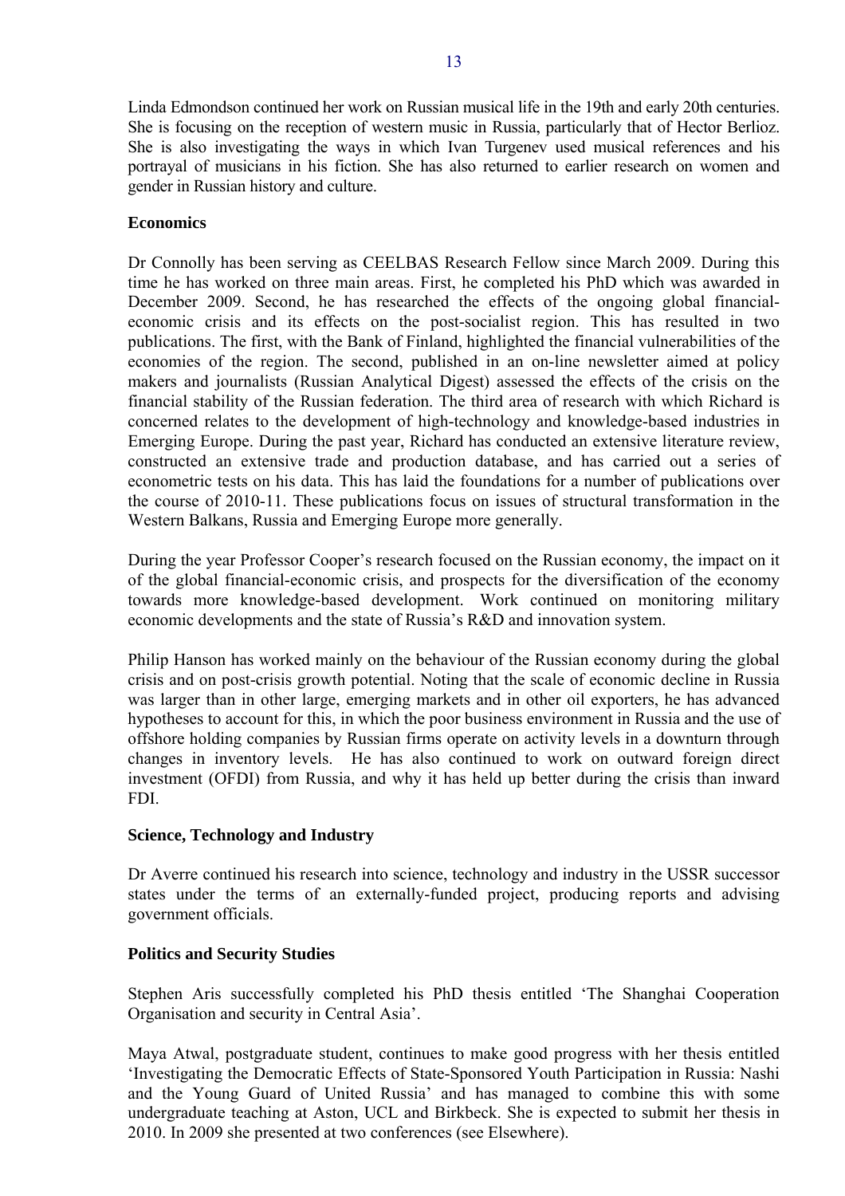Linda Edmondson continued her work on Russian musical life in the 19th and early 20th centuries. She is focusing on the reception of western music in Russia, particularly that of Hector Berlioz. She is also investigating the ways in which Ivan Turgenev used musical references and his portrayal of musicians in his fiction. She has also returned to earlier research on women and gender in Russian history and culture.

**Economics**

Dr Connolly has been serving as CEELBAS Research Fellow since March 2009. During this time he has worked on three main areas. First, he completed his PhD which was awarded in December 2009. Second, he has researched the effects of the ongoing global financial-economic crisis and its effects on the post-socialist region. This has resulted in two publications. The first, with the Bank of Finland, highlighted the financial vulnerabilities of the economies of the region. The second, published in an on-line newsletter aimed at policy makers and journalists (Russian Analytical Digest) assessed the effects of the crisis on the financial stability of the Russian federation. The third area of research with which Richard is concerned relates to the development of high-technology and knowledge-based industries in Emerging Europe. During the past year, Richard has conducted an extensive literature review, constructed an extensive trade and production database, and has carried out a series of econometric tests on his data. This has laid the foundations for a number of publications over the course of 2010-11. These publications focus on issues of structural transformation in the Western Balkans, Russia and Emerging Europe more generally.

During the year Professor Cooper's research focused on the Russian economy, the impact on it of the global financial-economic crisis, and prospects for the diversification of the economy towards more knowledge-based development. Work continued on monitoring military economic developments and the state of Russia's R&D and innovation system.

Philip Hanson has worked mainly on the behaviour of the Russian economy during the global crisis and on post-crisis growth potential. Noting that the scale of economic decline in Russia was larger than in other large, emerging markets and in other oil exporters, he has advanced hypotheses to account for this, in which the poor business environment in Russia and the use of offshore holding companies by Russian firms operate on activity levels in a downturn through changes in inventory levels. He has also continued to work on outward foreign direct investment (OFDI) from Russia, and why it has held up better during the crisis than inward FDI.

**Science, Technology and Industry**

Dr Averre continued his research into science, technology and industry in the USSR successor states under the terms of an externally-funded project, producing reports and advising government officials.

**Politics and Security Studies**

Stephen Aris successfully completed his PhD thesis entitled 'The Shanghai Cooperation Organisation and security in Central Asia'.

Maya Atwal, postgraduate student, continues to make good progress with her thesis entitled 'Investigating the Democratic Effects of State-Sponsored Youth Participation in Russia: Nashi and the Young Guard of United Russia' and has managed to combine this with some undergraduate teaching at Aston, UCL and Birkbeck. She is expected to submit her thesis in 2010. In 2009 she presented at two conferences (see Elsewhere).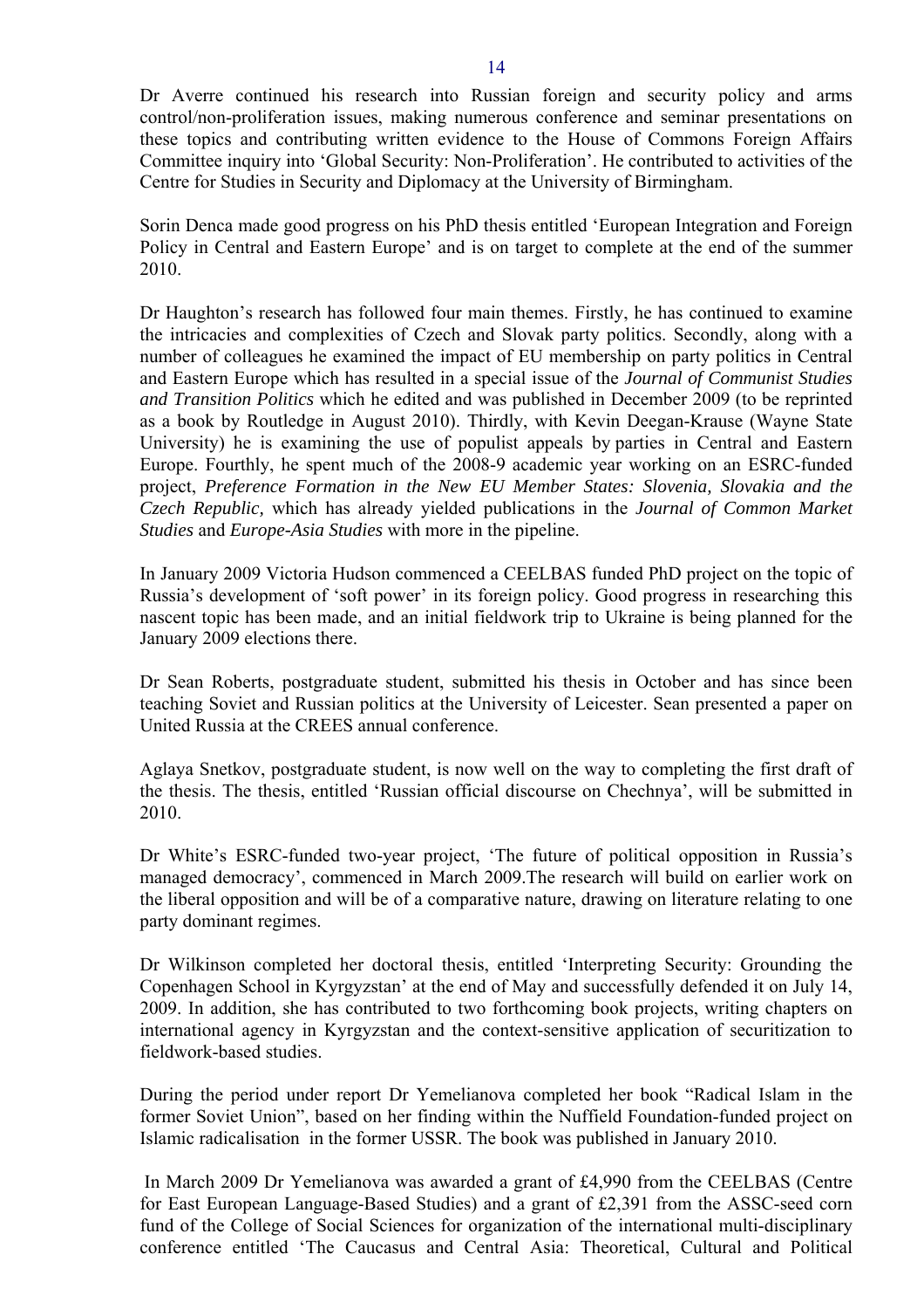Dr Averre continued his research into Russian foreign and security policy and arms control/non-proliferation issues, making numerous conference and seminar presentations on these topics and contributing written evidence to the House of Commons Foreign Affairs Committee inquiry into 'Global Security: Non-Proliferation'. He contributed to activities of the Centre for Studies in Security and Diplomacy at the University of Birmingham.

Sorin Denca made good progress on his PhD thesis entitled 'European Integration and Foreign Policy in Central and Eastern Europe' and is on target to complete at the end of the summer 2010.

Dr Haughton's research has followed four main themes. Firstly, he has continued to examine the intricacies and complexities of Czech and Slovak party politics. Secondly, along with a number of colleagues he examined the impact of EU membership on party politics in Central and Eastern Europe which has resulted in a special issue of the *Journal of Communist Studies and Transition Politics* which he edited and was published in December 2009 (to be reprinted as a book by Routledge in August 2010). Thirdly, with Kevin Deegan-Krause (Wayne State University) he is examining the use of populist appeals by parties in Central and Eastern Europe. Fourthly, he spent much of the 2008-9 academic year working on an ESRC-funded project, *Preference Formation in the New EU Member States: Slovenia, Slovakia and the Czech Republic,* which has already yielded publications in the *Journal of Common Market Studies* and *Europe-Asia Studies* with more in the pipeline.

In January 2009 Victoria Hudson commenced a CEELBAS funded PhD project on the topic of Russia's development of 'soft power' in its foreign policy. Good progress in researching this nascent topic has been made, and an initial fieldwork trip to Ukraine is being planned for the January 2009 elections there.

Dr Sean Roberts, postgraduate student, submitted his thesis in October and has since been teaching Soviet and Russian politics at the University of Leicester. Sean presented a paper on United Russia at the CREES annual conference.

Aglaya Snetkov, postgraduate student, is now well on the way to completing the first draft of the thesis. The thesis, entitled 'Russian official discourse on Chechnya', will be submitted in 2010.

Dr White's ESRC-funded two-year project, 'The future of political opposition in Russia's managed democracy', commenced in March 2009.The research will build on earlier work on the liberal opposition and will be of a comparative nature, drawing on literature relating to one party dominant regimes.

Dr Wilkinson completed her doctoral thesis, entitled 'Interpreting Security: Grounding the Copenhagen School in Kyrgyzstan' at the end of May and successfully defended it on July 14, 2009. In addition, she has contributed to two forthcoming book projects, writing chapters on international agency in Kyrgyzstan and the context-sensitive application of securitization to fieldwork-based studies.

During the period under report Dr Yemelianova completed her book "Radical Islam in the former Soviet Union", based on her finding within the Nuffield Foundation-funded project on Islamic radicalisation in the former USSR. The book was published in January 2010.

In March 2009 Dr Yemelianova was awarded a grant of £4,990 from the CEELBAS (Centre for East European Language-Based Studies) and a grant of £2,391 from the ASSC-seed corn fund of the College of Social Sciences for organization of the international multi-disciplinary conference entitled 'The Caucasus and Central Asia: Theoretical, Cultural and Political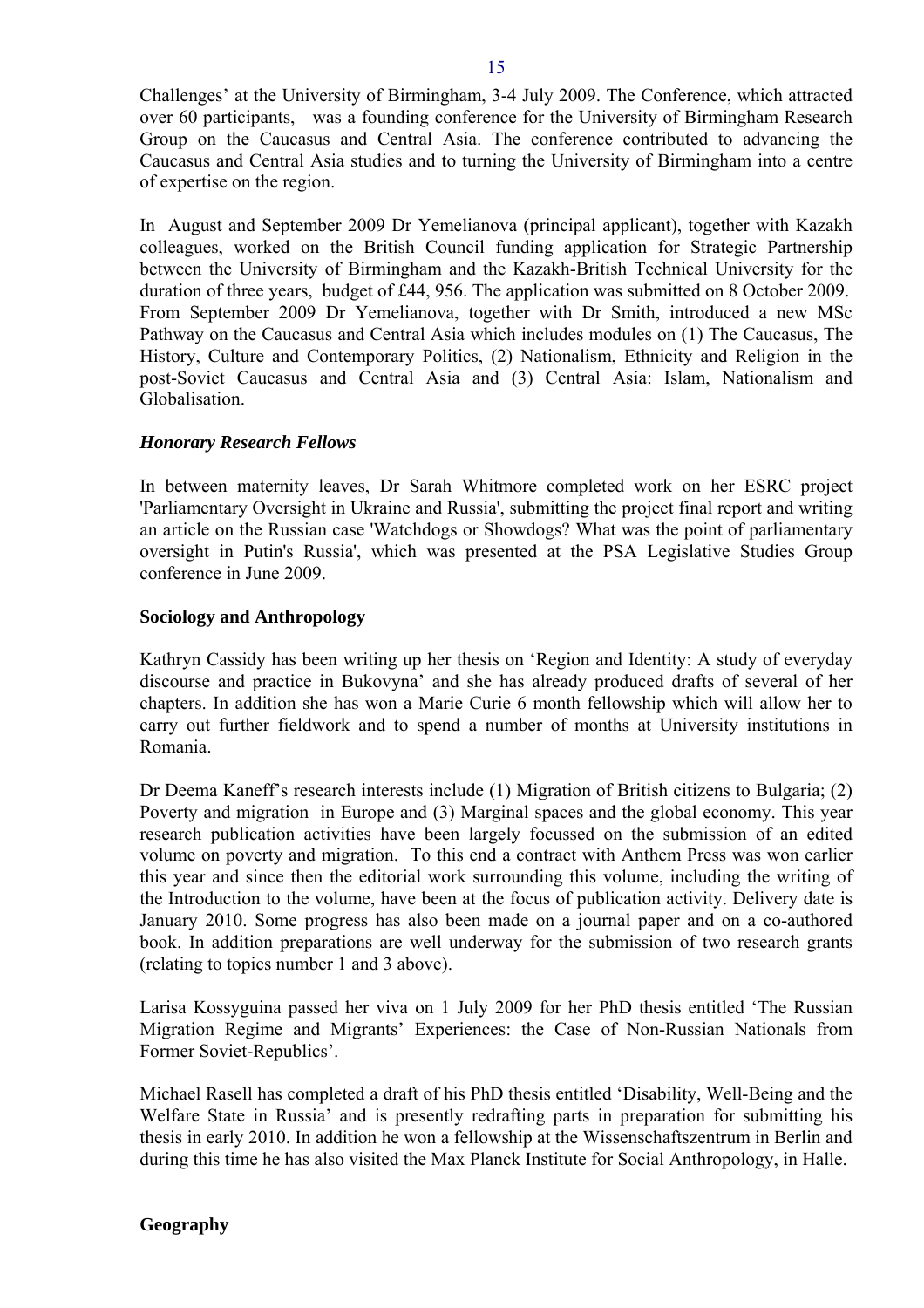Challenges' at the University of Birmingham, 3-4 July 2009. The Conference, which attracted over 60 participants, was a founding conference for the University of Birmingham Research Group on the Caucasus and Central Asia. The conference contributed to advancing the Caucasus and Central Asia studies and to turning the University of Birmingham into a centre of expertise on the region.

In August and September 2009 Dr Yemelianova (principal applicant), together with Kazakh colleagues, worked on the British Council funding application for Strategic Partnership between the University of Birmingham and the Kazakh-British Technical University for the duration of three years, budget of £44, 956. The application was submitted on 8 October 2009. From September 2009 Dr Yemelianova, together with Dr Smith, introduced a new MSc Pathway on the Caucasus and Central Asia which includes modules on (1) The Caucasus, The History, Culture and Contemporary Politics, (2) Nationalism, Ethnicity and Religion in the post-Soviet Caucasus and Central Asia and (3) Central Asia: Islam, Nationalism and Globalisation.

***Honorary Research Fellows***

In between maternity leaves, Dr Sarah Whitmore completed work on her ESRC project 'Parliamentary Oversight in Ukraine and Russia', submitting the project final report and writing an article on the Russian case 'Watchdogs or Showdogs? What was the point of parliamentary oversight in Putin's Russia', which was presented at the PSA Legislative Studies Group conference in June 2009.

**Sociology and Anthropology**

Kathryn Cassidy has been writing up her thesis on 'Region and Identity: A study of everyday discourse and practice in Bukovyna' and she has already produced drafts of several of her chapters. In addition she has won a Marie Curie 6 month fellowship which will allow her to carry out further fieldwork and to spend a number of months at University institutions in Romania.

Dr Deema Kaneff's research interests include (1) Migration of British citizens to Bulgaria; (2) Poverty and migration in Europe and (3) Marginal spaces and the global economy. This year research publication activities have been largely focussed on the submission of an edited volume on poverty and migration. To this end a contract with Anthem Press was won earlier this year and since then the editorial work surrounding this volume, including the writing of the Introduction to the volume, have been at the focus of publication activity. Delivery date is January 2010. Some progress has also been made on a journal paper and on a co-authored book. In addition preparations are well underway for the submission of two research grants (relating to topics number 1 and 3 above).

Larisa Kossyguina passed her viva on 1 July 2009 for her PhD thesis entitled 'The Russian Migration Regime and Migrants' Experiences: the Case of Non-Russian Nationals from Former Soviet-Republics'.

Michael Rasell has completed a draft of his PhD thesis entitled 'Disability, Well-Being and the Welfare State in Russia' and is presently redrafting parts in preparation for submitting his thesis in early 2010. In addition he won a fellowship at the Wissenschaftszentrum in Berlin and during this time he has also visited the Max Planck Institute for Social Anthropology, in Halle.

**Geography**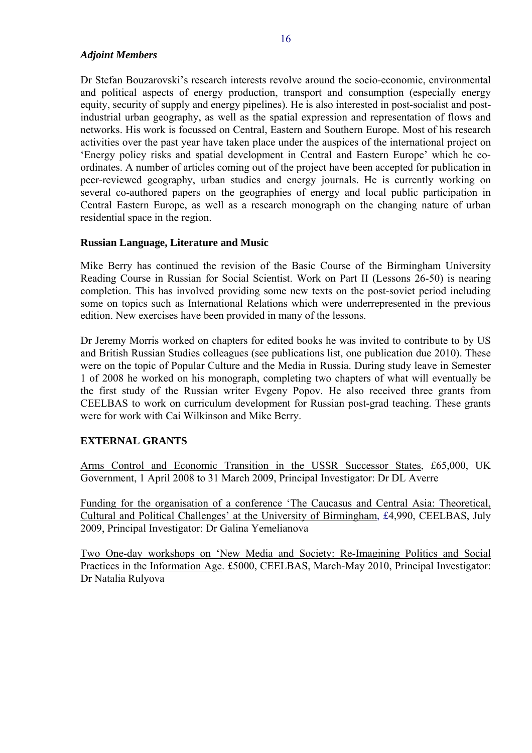### *Adjoint Members*

Dr Stefan Bouzarovski's research interests revolve around the socio-economic, environmental and political aspects of energy production, transport and consumption (especially energy equity, security of supply and energy pipelines). He is also interested in post-socialist and post-industrial urban geography, as well as the spatial expression and representation of flows and networks. His work is focussed on Central, Eastern and Southern Europe. Most of his research activities over the past year have taken place under the auspices of the international project on 'Energy policy risks and spatial development in Central and Eastern Europe' which he co-ordinates. A number of articles coming out of the project have been accepted for publication in peer-reviewed geography, urban studies and energy journals. He is currently working on several co-authored papers on the geographies of energy and local public participation in Central Eastern Europe, as well as a research monograph on the changing nature of urban residential space in the region.

### Russian Language, Literature and Music

Mike Berry has continued the revision of the Basic Course of the Birmingham University Reading Course in Russian for Social Scientist. Work on Part II (Lessons 26-50) is nearing completion. This has involved providing some new texts on the post-soviet period including some on topics such as International Relations which were underrepresented in the previous edition. New exercises have been provided in many of the lessons.

Dr Jeremy Morris worked on chapters for edited books he was invited to contribute to by US and British Russian Studies colleagues (see publications list, one publication due 2010). These were on the topic of Popular Culture and the Media in Russia. During study leave in Semester 1 of 2008 he worked on his monograph, completing two chapters of what will eventually be the first study of the Russian writer Evgeny Popov. He also received three grants from CEELBAS to work on curriculum development for Russian post-grad teaching. These grants were for work with Cai Wilkinson and Mike Berry.

### EXTERNAL GRANTS

Arms Control and Economic Transition in the USSR Successor States, £65,000, UK Government, 1 April 2008 to 31 March 2009, Principal Investigator: Dr DL Averre

Funding for the organisation of a conference 'The Caucasus and Central Asia: Theoretical, Cultural and Political Challenges' at the University of Birmingham, £4,990, CEELBAS, July 2009, Principal Investigator: Dr Galina Yemelianova

Two One-day workshops on 'New Media and Society: Re-Imagining Politics and Social Practices in the Information Age. £5000, CEELBAS, March-May 2010, Principal Investigator: Dr Natalia Rulyova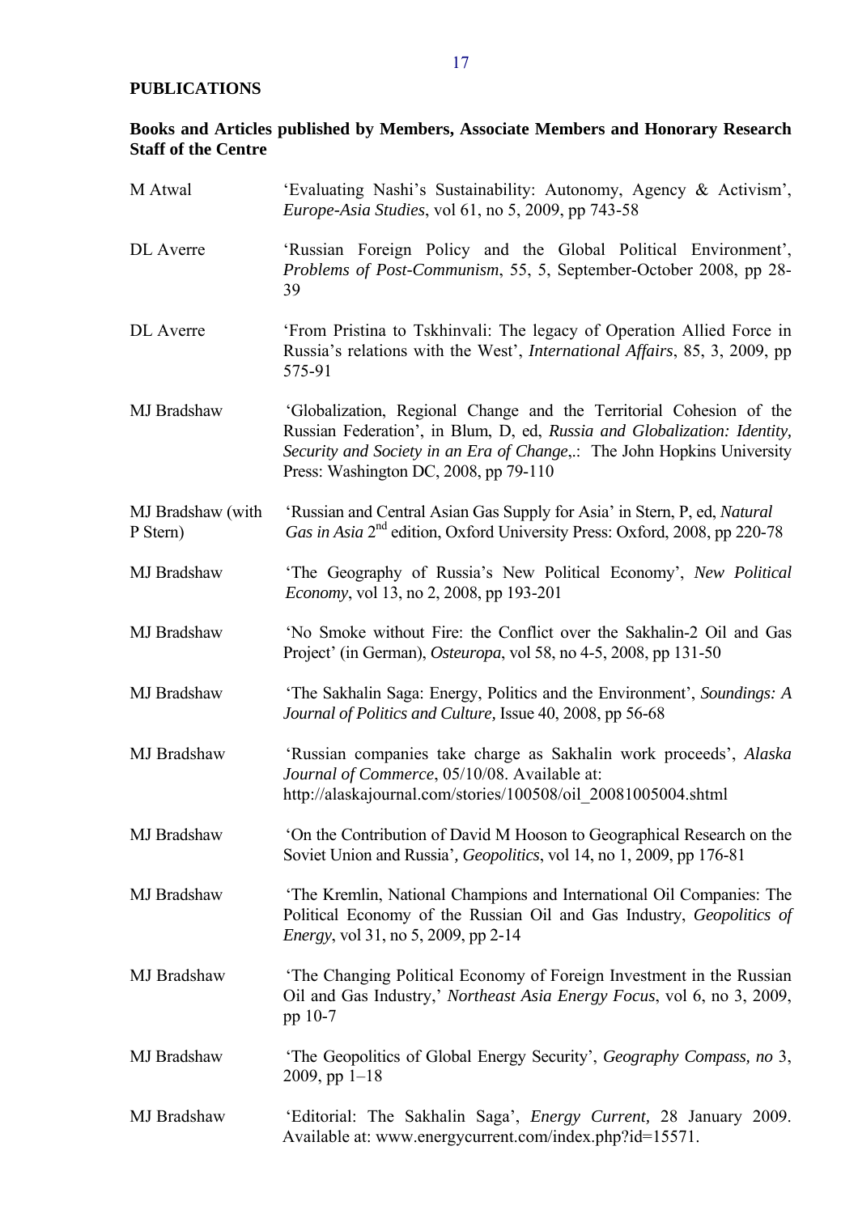**PUBLICATIONS**

**Books and Articles published by Members, Associate Members and Honorary Research Staff of the Centre**

M Atwal — 'Evaluating Nashi's Sustainability: Autonomy, Agency & Activism', *Europe-Asia Studies*, vol 61, no 5, 2009, pp 743-58

DL Averre — 'Russian Foreign Policy and the Global Political Environment', *Problems of Post-Communism*, 55, 5, September-October 2008, pp 28-39

DL Averre — 'From Pristina to Tskhinvali: The legacy of Operation Allied Force in Russia's relations with the West', *International Affairs*, 85, 3, 2009, pp 575-91

MJ Bradshaw — 'Globalization, Regional Change and the Territorial Cohesion of the Russian Federation', in Blum, D, ed, *Russia and Globalization: Identity, Security and Society in an Era of Change*,.: The John Hopkins University Press: Washington DC, 2008, pp 79-110

MJ Bradshaw (with P Stern) — 'Russian and Central Asian Gas Supply for Asia' in Stern, P, ed, *Natural Gas in Asia* 2nd edition, Oxford University Press: Oxford, 2008, pp 220-78

MJ Bradshaw — 'The Geography of Russia's New Political Economy', *New Political Economy*, vol 13, no 2, 2008, pp 193-201

MJ Bradshaw — 'No Smoke without Fire: the Conflict over the Sakhalin-2 Oil and Gas Project' (in German), *Osteuropa*, vol 58, no 4-5, 2008, pp 131-50

MJ Bradshaw — 'The Sakhalin Saga: Energy, Politics and the Environment', *Soundings: A Journal of Politics and Culture,* Issue 40, 2008, pp 56-68

MJ Bradshaw — 'Russian companies take charge as Sakhalin work proceeds', *Alaska Journal of Commerce*, 05/10/08. Available at: http://alaskajournal.com/stories/100508/oil_20081005004.shtml

MJ Bradshaw — 'On the Contribution of David M Hooson to Geographical Research on the Soviet Union and Russia', *Geopolitics*, vol 14, no 1, 2009, pp 176-81

MJ Bradshaw — 'The Kremlin, National Champions and International Oil Companies: The Political Economy of the Russian Oil and Gas Industry, *Geopolitics of Energy*, vol 31, no 5, 2009, pp 2-14

MJ Bradshaw — 'The Changing Political Economy of Foreign Investment in the Russian Oil and Gas Industry,' *Northeast Asia Energy Focus*, vol 6, no 3, 2009, pp 10-7

MJ Bradshaw — 'The Geopolitics of Global Energy Security', *Geography Compass, no* 3, 2009, pp 1–18

MJ Bradshaw — 'Editorial: The Sakhalin Saga', *Energy Current,* 28 January 2009. Available at: www.energycurrent.com/index.php?id=15571.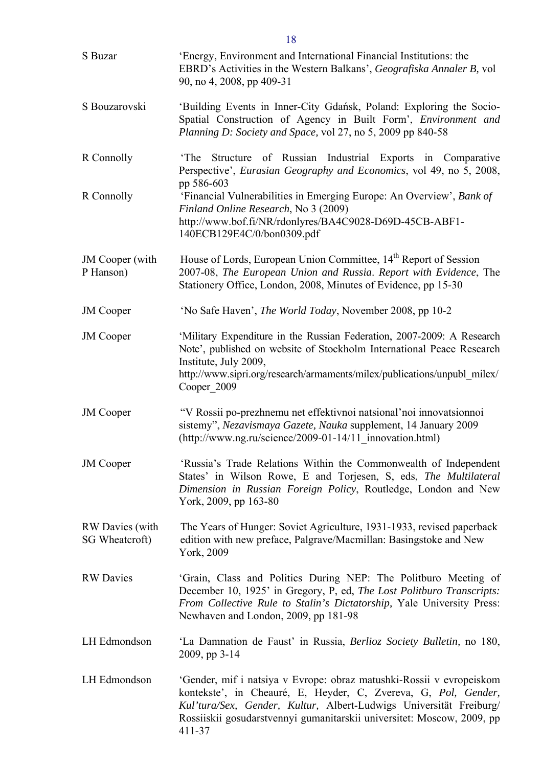| | |
|---|---|
| S Buzar | 'Energy, Environment and International Financial Institutions: the EBRD's Activities in the Western Balkans', *Geografiska Annaler B,* vol 90, no 4, 2008, pp 409-31 |
| S Bouzarovski | 'Building Events in Inner-City Gdańsk, Poland: Exploring the Socio-Spatial Construction of Agency in Built Form', *Environment and Planning D: Society and Space,* vol 27, no 5, 2009 pp 840-58 |
| R Connolly | 'The Structure of Russian Industrial Exports in Comparative Perspective', *Eurasian Geography and Economics*, vol 49, no 5, 2008, pp 586-603 |
| R Connolly | 'Financial Vulnerabilities in Emerging Europe: An Overview', *Bank of Finland Online Research*, No 3 (2009) http://www.bof.fi/NR/rdonlyres/BA4C9028-D69D-45CB-ABF1-140ECB129E4C/0/bon0309.pdf |
| JM Cooper (with P Hanson) | House of Lords, European Union Committee, 14th Report of Session 2007-08, *The European Union and Russia. Report with Evidence*, The Stationery Office, London, 2008, Minutes of Evidence, pp 15-30 |
| JM Cooper | 'No Safe Haven', *The World Today*, November 2008, pp 10-2 |
| JM Cooper | 'Military Expenditure in the Russian Federation, 2007-2009: A Research Note', published on website of Stockholm International Peace Research Institute, July 2009, http://www.sipri.org/research/armaments/milex/publications/unpubl_milex/Cooper_2009 |
| JM Cooper | "V Rossii po-prezhnemu net effektivnoi natsional'noi innovatsionnoi sistemy", *Nezavismaya Gazete, Nauka* supplement, 14 January 2009 (http://www.ng.ru/science/2009-01-14/11_innovation.html) |
| JM Cooper | 'Russia's Trade Relations Within the Commonwealth of Independent States' in Wilson Rowe, E and Torjesen, S, eds, *The Multilateral Dimension in Russian Foreign Policy*, Routledge, London and New York, 2009, pp 163-80 |
| RW Davies (with SG Wheatcroft) | The Years of Hunger: Soviet Agriculture, 1931-1933, revised paperback edition with new preface, Palgrave/Macmillan: Basingstoke and New York, 2009 |
| RW Davies | 'Grain, Class and Politics During NEP: The Politburo Meeting of December 10, 1925' in Gregory, P, ed, *The Lost Politburo Transcripts: From Collective Rule to Stalin's Dictatorship,* Yale University Press: Newhaven and London, 2009, pp 181-98 |
| LH Edmondson | 'La Damnation de Faust' in Russia, *Berlioz Society Bulletin,* no 180, 2009, pp 3-14 |
| LH Edmondson | 'Gender, mif i natsiya v Evrope: obraz matushki-Rossii v evropeiskom kontekste', in Cheauré, E, Heyder, C, Zvereva, G, *Pol, Gender, Kul'tura/Sex, Gender, Kultur,* Albert-Ludwigs Universität Freiburg/ Rossiiskii gosudarstvennyi gumanitarskii universitet: Moscow, 2009, pp 411-37 |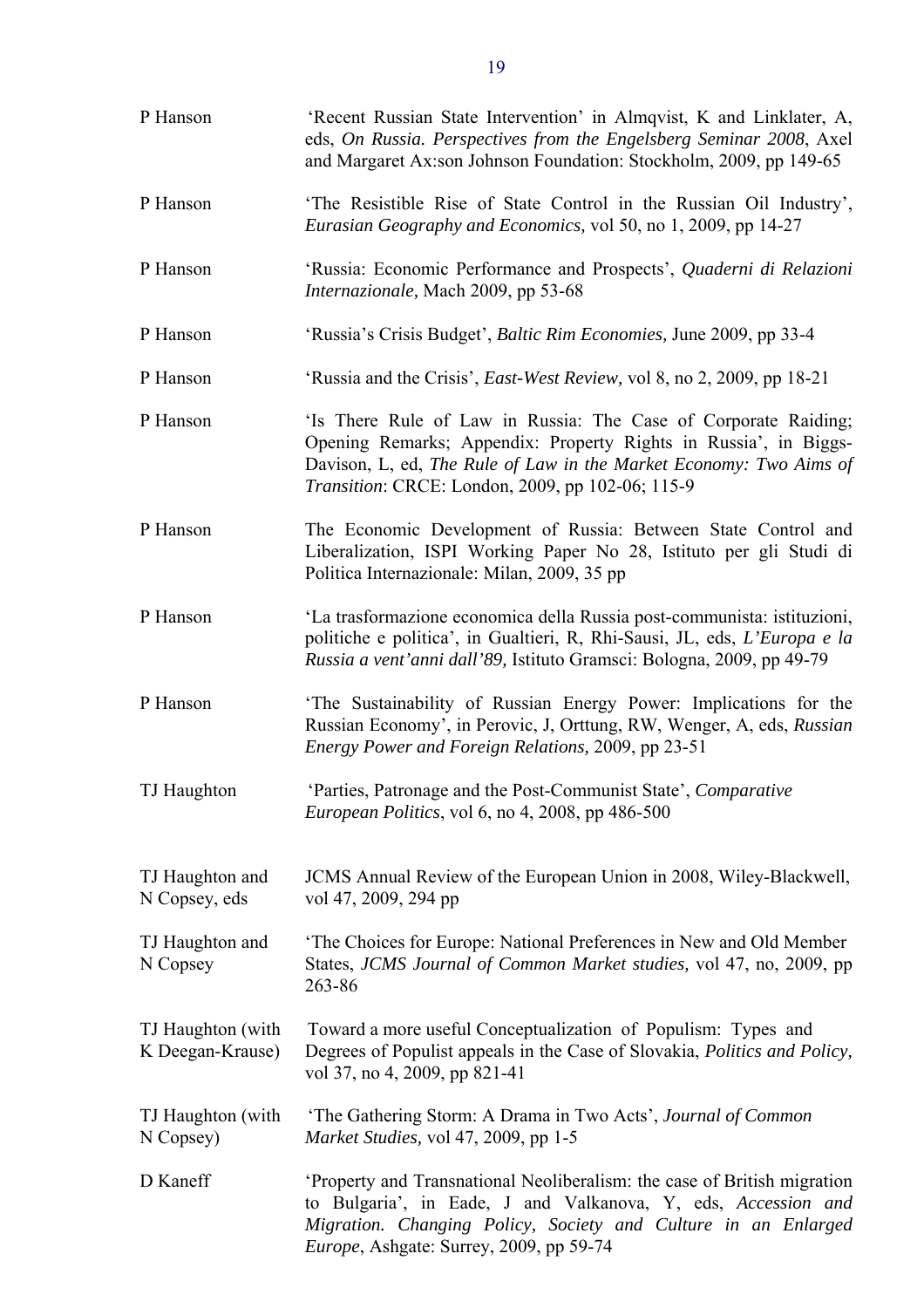| | |
|---|---|
| P Hanson | 'Recent Russian State Intervention' in Almqvist, K and Linklater, A, eds, *On Russia. Perspectives from the Engelsberg Seminar 2008*, Axel and Margaret Ax:son Johnson Foundation: Stockholm, 2009, pp 149-65 |
| P Hanson | 'The Resistible Rise of State Control in the Russian Oil Industry', *Eurasian Geography and Economics,* vol 50, no 1, 2009, pp 14-27 |
| P Hanson | 'Russia: Economic Performance and Prospects', *Quaderni di Relazioni Internazionale,* Mach 2009, pp 53-68 |
| P Hanson | 'Russia's Crisis Budget', *Baltic Rim Economies,* June 2009, pp 33-4 |
| P Hanson | 'Russia and the Crisis', *East-West Review,* vol 8, no 2, 2009, pp 18-21 |
| P Hanson | 'Is There Rule of Law in Russia: The Case of Corporate Raiding; Opening Remarks; Appendix: Property Rights in Russia', in Biggs-Davison, L, ed, *The Rule of Law in the Market Economy: Two Aims of Transition*: CRCE: London, 2009, pp 102-06; 115-9 |
| P Hanson | The Economic Development of Russia: Between State Control and Liberalization, ISPI Working Paper No 28, Istituto per gli Studi di Politica Internazionale: Milan, 2009, 35 pp |
| P Hanson | 'La trasformazione economica della Russia post-communista: istituzioni, politiche e politica', in Gualtieri, R, Rhi-Sausi, JL, eds, *L'Europa e la Russia a vent'anni dall'89,* Istituto Gramsci: Bologna, 2009, pp 49-79 |
| P Hanson | 'The Sustainability of Russian Energy Power: Implications for the Russian Economy', in Perovic, J, Orttung, RW, Wenger, A, eds, *Russian Energy Power and Foreign Relations,* 2009, pp 23-51 |
| TJ Haughton | 'Parties, Patronage and the Post-Communist State', *Comparative European Politics*, vol 6, no 4, 2008, pp 486-500 |
| TJ Haughton and N Copsey, eds | JCMS Annual Review of the European Union in 2008, Wiley-Blackwell, vol 47, 2009, 294 pp |
| TJ Haughton and N Copsey | 'The Choices for Europe: National Preferences in New and Old Member States, *JCMS Journal of Common Market studies,* vol 47, no, 2009, pp 263-86 |
| TJ Haughton (with K Deegan-Krause) | Toward a more useful Conceptualization of Populism: Types and Degrees of Populist appeals in the Case of Slovakia, *Politics and Policy,* vol 37, no 4, 2009, pp 821-41 |
| TJ Haughton (with N Copsey) | 'The Gathering Storm: A Drama in Two Acts', *Journal of Common Market Studies,* vol 47, 2009, pp 1-5 |
| D Kaneff | 'Property and Transnational Neoliberalism: the case of British migration to Bulgaria', in Eade, J and Valkanova, Y, eds, *Accession and Migration. Changing Policy, Society and Culture in an Enlarged Europe*, Ashgate: Surrey, 2009, pp 59-74 |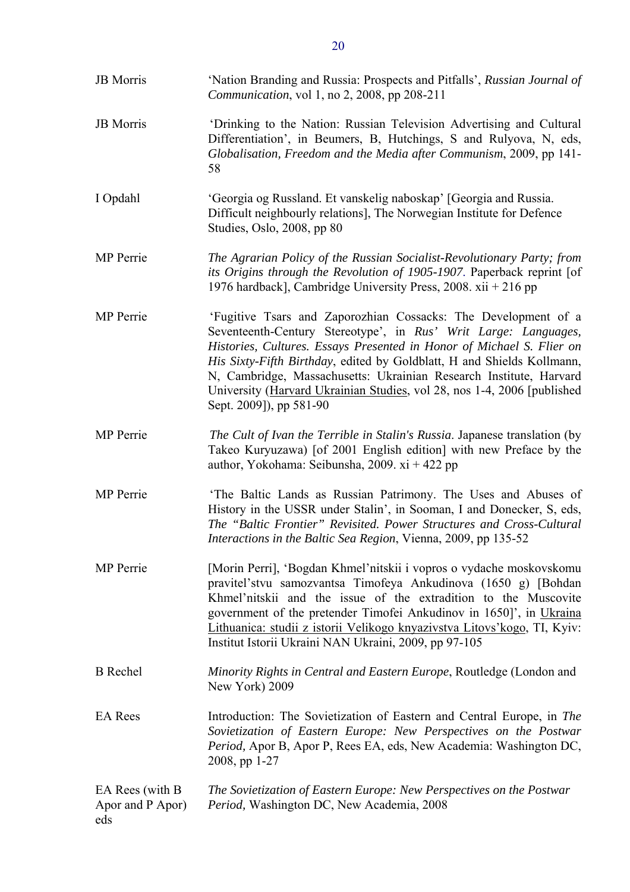| | |
|---|---|
| JB Morris | 'Nation Branding and Russia: Prospects and Pitfalls', *Russian Journal of Communication*, vol 1, no 2, 2008, pp 208-211 |
| JB Morris | 'Drinking to the Nation: Russian Television Advertising and Cultural Differentiation', in Beumers, B, Hutchings, S and Rulyova, N, eds, *Globalisation, Freedom and the Media after Communism*, 2009, pp 141-58 |
| I Opdahl | 'Georgia og Russland. Et vanskelig naboskap' [Georgia and Russia. Difficult neighbourly relations], The Norwegian Institute for Defence Studies, Oslo, 2008, pp 80 |
| MP Perrie | *The Agrarian Policy of the Russian Socialist-Revolutionary Party; from its Origins through the Revolution of 1905-1907*. Paperback reprint [of 1976 hardback], Cambridge University Press, 2008. xii + 216 pp |
| MP Perrie | 'Fugitive Tsars and Zaporozhian Cossacks: The Development of a Seventeenth-Century Stereotype', in *Rus' Writ Large: Languages, Histories, Cultures. Essays Presented in Honor of Michael S. Flier on His Sixty-Fifth Birthday*, edited by Goldblatt, H and Shields Kollmann, N, Cambridge, Massachusetts: Ukrainian Research Institute, Harvard University (<u>Harvard Ukrainian Studies</u>, vol 28, nos 1-4, 2006 [published Sept. 2009]), pp 581-90 |
| MP Perrie | *The Cult of Ivan the Terrible in Stalin's Russia*. Japanese translation (by Takeo Kuryuzawa) [of 2001 English edition] with new Preface by the author, Yokohama: Seibunsha, 2009. xi + 422 pp |
| MP Perrie | 'The Baltic Lands as Russian Patrimony. The Uses and Abuses of History in the USSR under Stalin', in Sooman, I and Donecker, S, eds, *The "Baltic Frontier" Revisited. Power Structures and Cross-Cultural Interactions in the Baltic Sea Region*, Vienna, 2009, pp 135-52 |
| MP Perrie | [Morin Perri], 'Bogdan Khmel'nitskii i vopros o vydache moskovskomu pravitel'stvu samozvantsa Timofeya Ankudinova (1650 g) [Bohdan Khmel'nitskii and the issue of the extradition to the Muscovite government of the pretender Timofei Ankudinov in 1650]', in <u>Ukraina Lithuanica: studii z istorii Velikogo knyazivstva Litovs'kogo</u>, TI, Kyiv: Institut Istorii Ukraini NAN Ukraini, 2009, pp 97-105 |
| B Rechel | *Minority Rights in Central and Eastern Europe*, Routledge (London and New York) 2009 |
| EA Rees | Introduction: The Sovietization of Eastern and Central Europe, in *The Sovietization of Eastern Europe: New Perspectives on the Postwar Period,* Apor B, Apor P, Rees EA, eds, New Academia: Washington DC, 2008, pp 1-27 |
| EA Rees (with B Apor and P Apor) eds | *The Sovietization of Eastern Europe: New Perspectives on the Postwar Period,* Washington DC, New Academia, 2008 |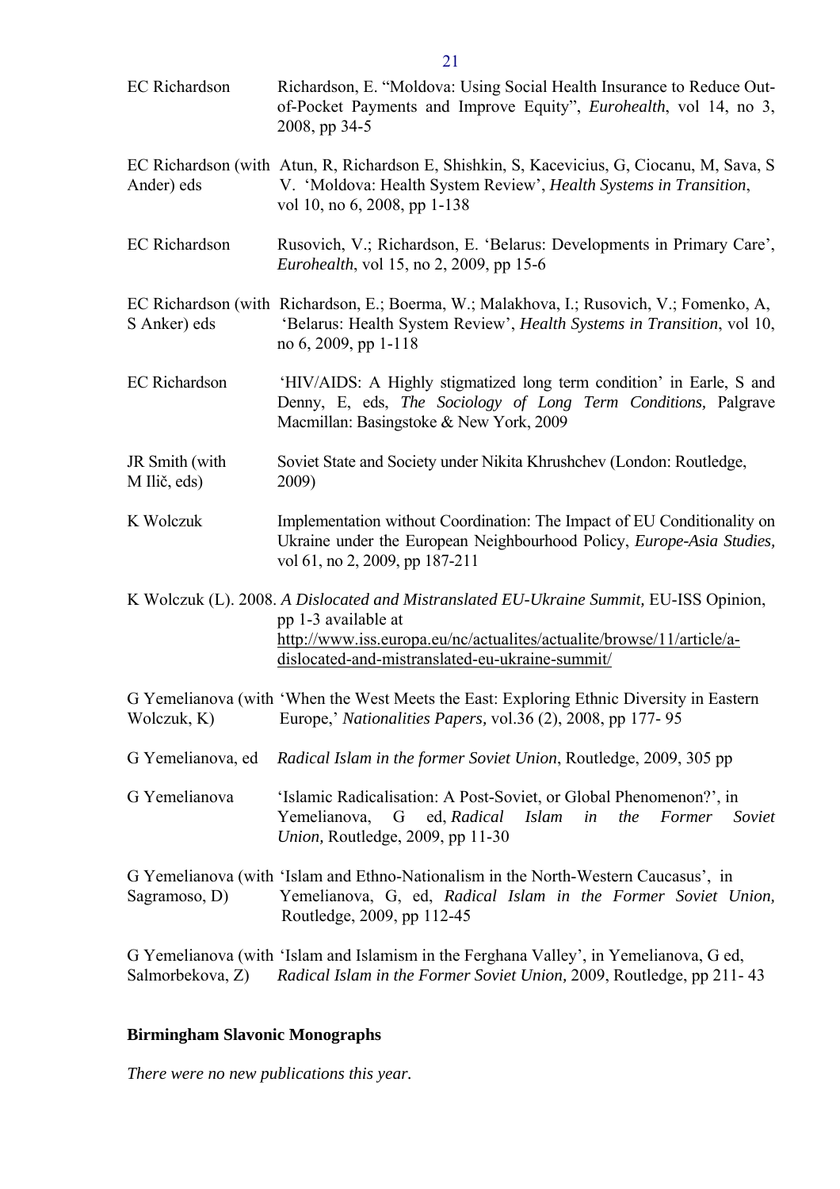| | |
|---|---|
| EC Richardson | Richardson, E. "Moldova: Using Social Health Insurance to Reduce Out-of-Pocket Payments and Improve Equity", *Eurohealth*, vol 14, no 3, 2008, pp 34-5 |
| EC Richardson (with Ander) eds | Atun, R, Richardson E, Shishkin, S, Kacevicius, G, Ciocanu, M, Sava, S V. 'Moldova: Health System Review', *Health Systems in Transition*, vol 10, no 6, 2008, pp 1-138 |
| EC Richardson | Rusovich, V.; Richardson, E. 'Belarus: Developments in Primary Care', *Eurohealth*, vol 15, no 2, 2009, pp 15-6 |
| EC Richardson (with S Anker) eds | Richardson, E.; Boerma, W.; Malakhova, I.; Rusovich, V.; Fomenko, A, 'Belarus: Health System Review', *Health Systems in Transition*, vol 10, no 6, 2009, pp 1-118 |
| EC Richardson | 'HIV/AIDS: A Highly stigmatized long term condition' in Earle, S and Denny, E, eds, *The Sociology of Long Term Conditions,* Palgrave Macmillan: Basingstoke & New York, 2009 |
| JR Smith (with M Ilič, eds) | Soviet State and Society under Nikita Khrushchev (London: Routledge, 2009) |
| K Wolczuk | Implementation without Coordination: The Impact of EU Conditionality on Ukraine under the European Neighbourhood Policy, *Europe-Asia Studies,* vol 61, no 2, 2009, pp 187-211 |
| K Wolczuk (L). 2008. | *A Dislocated and Mistranslated EU-Ukraine Summit,* EU-ISS Opinion, pp 1-3 available at http://www.iss.europa.eu/nc/actualites/actualite/browse/11/article/a-dislocated-and-mistranslated-eu-ukraine-summit/ |
| G Yemelianova (with Wolczuk, K) | 'When the West Meets the East: Exploring Ethnic Diversity in Eastern Europe,' *Nationalities Papers,* vol.36 (2), 2008, pp 177- 95 |
| G Yemelianova, ed | *Radical Islam in the former Soviet Union*, Routledge, 2009, 305 pp |
| G Yemelianova | 'Islamic Radicalisation: A Post-Soviet, or Global Phenomenon?', in Yemelianova, G ed, *Radical Islam in the Former Soviet Union,* Routledge, 2009, pp 11-30 |
| G Yemelianova (with Sagramoso, D) | 'Islam and Ethno-Nationalism in the North-Western Caucasus', in Yemelianova, G, ed, *Radical Islam in the Former Soviet Union,* Routledge, 2009, pp 112-45 |
| G Yemelianova (with Salmorbekova, Z) | 'Islam and Islamism in the Ferghana Valley', in Yemelianova, G ed, *Radical Islam in the Former Soviet Union,* 2009, Routledge, pp 211- 43 |

**Birmingham Slavonic Monographs**

*There were no new publications this year.*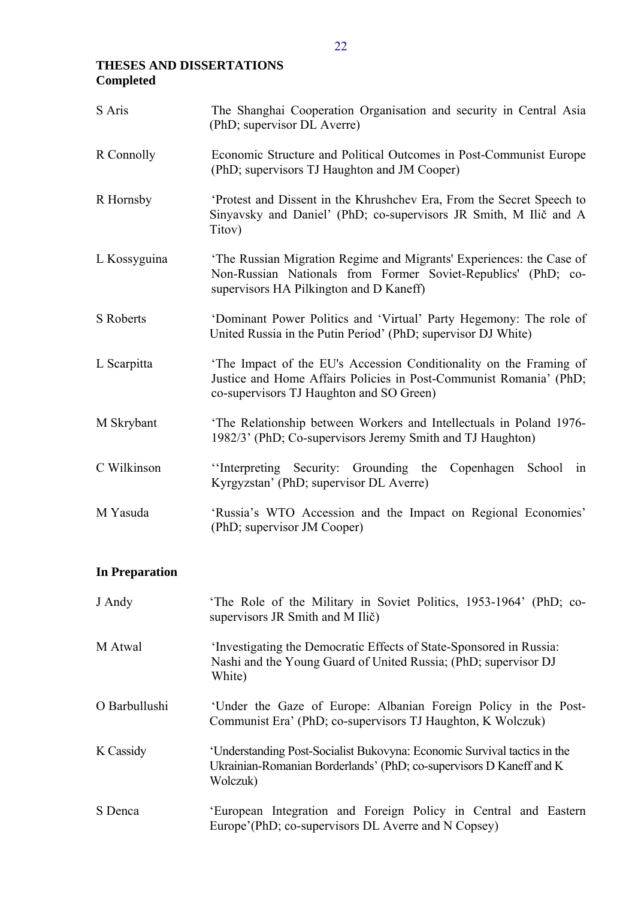## THESES AND DISSERTATIONS

### Completed

| | |
|---|---|
| S Aris | The Shanghai Cooperation Organisation and security in Central Asia (PhD; supervisor DL Averre) |
| R Connolly | Economic Structure and Political Outcomes in Post-Communist Europe (PhD; supervisors TJ Haughton and JM Cooper) |
| R Hornsby | 'Protest and Dissent in the Khrushchev Era, From the Secret Speech to Sinyavsky and Daniel' (PhD; co-supervisors JR Smith, M Ilič and A Titov) |
| L Kossyguina | 'The Russian Migration Regime and Migrants' Experiences: the Case of Non-Russian Nationals from Former Soviet-Republics' (PhD; co-supervisors HA Pilkington and D Kaneff) |
| S Roberts | 'Dominant Power Politics and 'Virtual' Party Hegemony: The role of United Russia in the Putin Period' (PhD; supervisor DJ White) |
| L Scarpitta | 'The Impact of the EU's Accession Conditionality on the Framing of Justice and Home Affairs Policies in Post-Communist Romania' (PhD; co-supervisors TJ Haughton and SO Green) |
| M Skrybant | 'The Relationship between Workers and Intellectuals in Poland 1976-1982/3' (PhD; Co-supervisors Jeremy Smith and TJ Haughton) |
| C Wilkinson | ''Interpreting Security: Grounding the Copenhagen School in Kyrgyzstan' (PhD; supervisor DL Averre) |
| M Yasuda | 'Russia's WTO Accession and the Impact on Regional Economies' (PhD; supervisor JM Cooper) |

### In Preparation

| | |
|---|---|
| J Andy | 'The Role of the Military in Soviet Politics, 1953-1964' (PhD; co-supervisors JR Smith and M Ilič) |
| M Atwal | 'Investigating the Democratic Effects of State-Sponsored in Russia: Nashi and the Young Guard of United Russia; (PhD; supervisor DJ White) |
| O Barbullushi | 'Under the Gaze of Europe: Albanian Foreign Policy in the Post-Communist Era' (PhD; co-supervisors TJ Haughton, K Wolczuk) |
| K Cassidy | 'Understanding Post-Socialist Bukovyna: Economic Survival tactics in the Ukrainian-Romanian Borderlands' (PhD; co-supervisors D Kaneff and K Wolczuk) |
| S Denca | 'European Integration and Foreign Policy in Central and Eastern Europe'(PhD; co-supervisors DL Averre and N Copsey) |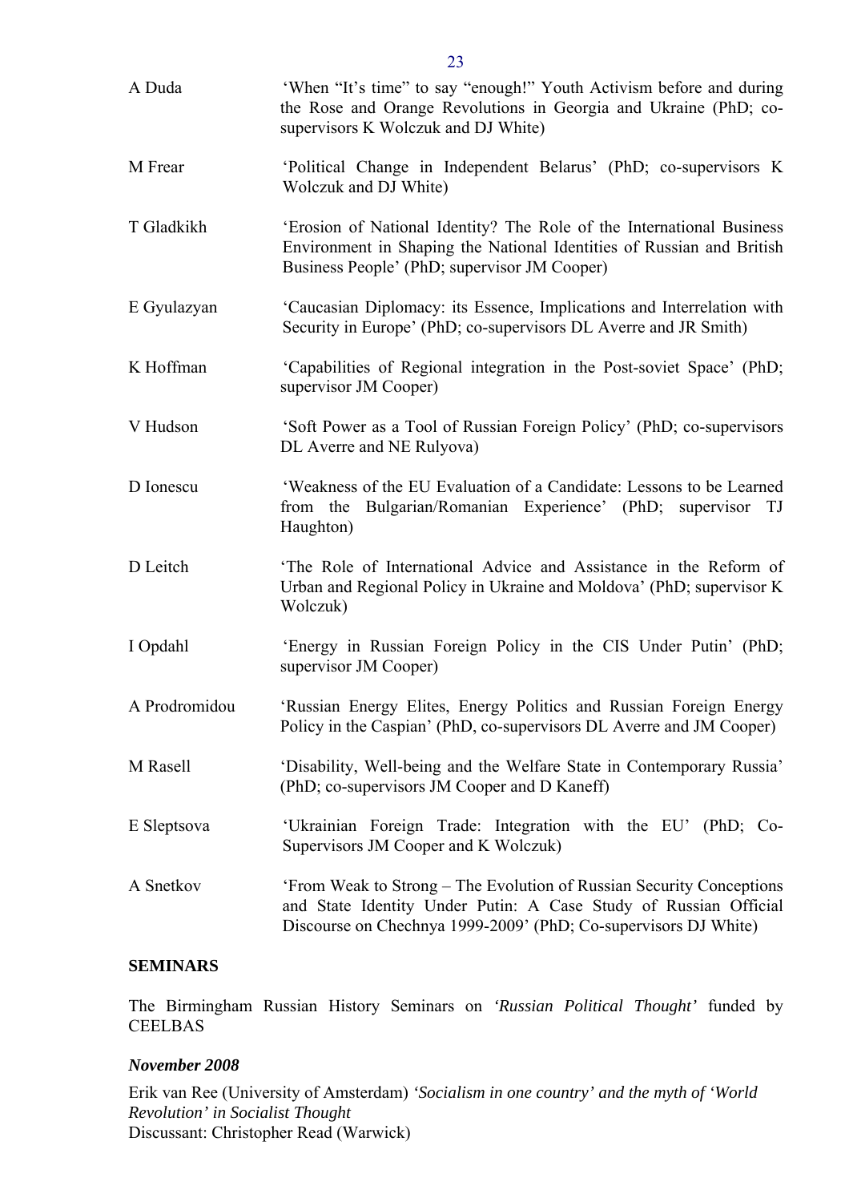A Duda ‘When “It’s time” to say “enough!” Youth Activism before and during the Rose and Orange Revolutions in Georgia and Ukraine (PhD; co-supervisors K Wolczuk and DJ White)

M Frear ‘Political Change in Independent Belarus’ (PhD; co-supervisors K Wolczuk and DJ White)

T Gladkikh ‘Erosion of National Identity? The Role of the International Business Environment in Shaping the National Identities of Russian and British Business People’ (PhD; supervisor JM Cooper)

E Gyulazyan ‘Caucasian Diplomacy: its Essence, Implications and Interrelation with Security in Europe’ (PhD; co-supervisors DL Averre and JR Smith)

K Hoffman ‘Capabilities of Regional integration in the Post-soviet Space’ (PhD; supervisor JM Cooper)

V Hudson ‘Soft Power as a Tool of Russian Foreign Policy’ (PhD; co-supervisors DL Averre and NE Rulyova)

D Ionescu ‘Weakness of the EU Evaluation of a Candidate: Lessons to be Learned from the Bulgarian/Romanian Experience’ (PhD; supervisor TJ Haughton)

D Leitch ‘The Role of International Advice and Assistance in the Reform of Urban and Regional Policy in Ukraine and Moldova’ (PhD; supervisor K Wolczuk)

I Opdahl ‘Energy in Russian Foreign Policy in the CIS Under Putin’ (PhD; supervisor JM Cooper)

A Prodromidou ‘Russian Energy Elites, Energy Politics and Russian Foreign Energy Policy in the Caspian’ (PhD, co-supervisors DL Averre and JM Cooper)

M Rasell ‘Disability, Well-being and the Welfare State in Contemporary Russia’ (PhD; co-supervisors JM Cooper and D Kaneff)

E Sleptsova ‘Ukrainian Foreign Trade: Integration with the EU’ (PhD; Co-Supervisors JM Cooper and K Wolczuk)

A Snetkov ‘From Weak to Strong – The Evolution of Russian Security Conceptions and State Identity Under Putin: A Case Study of Russian Official Discourse on Chechnya 1999-2009’ (PhD; Co-supervisors DJ White)

**SEMINARS**

The Birmingham Russian History Seminars on *‘Russian Political Thought’* funded by CEELBAS

***November 2008***

Erik van Ree (University of Amsterdam) *‘Socialism in one country’ and the myth of ‘World Revolution’ in Socialist Thought*
Discussant: Christopher Read (Warwick)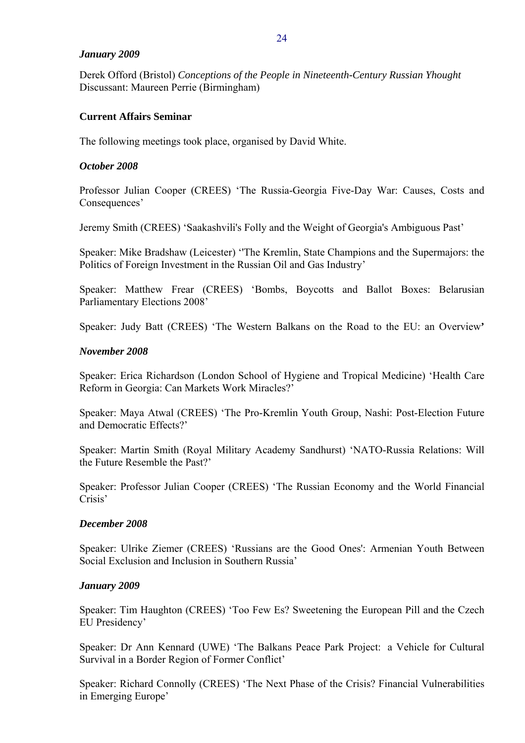***January 2009***

Derek Offord (Bristol) *Conceptions of the People in Nineteenth-Century Russian Yhought*
Discussant: Maureen Perrie (Birmingham)

**Current Affairs Seminar**

The following meetings took place, organised by David White.

***October 2008***

Professor Julian Cooper (CREES) 'The Russia-Georgia Five-Day War: Causes, Costs and Consequences'

Jeremy Smith (CREES) 'Saakashvili's Folly and the Weight of Georgia's Ambiguous Past'

Speaker: Mike Bradshaw (Leicester) ''The Kremlin, State Champions and the Supermajors: the Politics of Foreign Investment in the Russian Oil and Gas Industry'

Speaker: Matthew Frear (CREES) 'Bombs, Boycotts and Ballot Boxes: Belarusian Parliamentary Elections 2008'

Speaker: Judy Batt (CREES) 'The Western Balkans on the Road to the EU: an Overview**'**

***November 2008***

Speaker: Erica Richardson (London School of Hygiene and Tropical Medicine) 'Health Care Reform in Georgia: Can Markets Work Miracles?'

Speaker: Maya Atwal (CREES) 'The Pro-Kremlin Youth Group, Nashi: Post-Election Future and Democratic Effects?'

Speaker: Martin Smith (Royal Military Academy Sandhurst) 'NATO-Russia Relations: Will the Future Resemble the Past?'

Speaker: Professor Julian Cooper (CREES) 'The Russian Economy and the World Financial Crisis'

***December 2008***

Speaker: Ulrike Ziemer (CREES) 'Russians are the Good Ones': Armenian Youth Between Social Exclusion and Inclusion in Southern Russia'

***January 2009***

Speaker: Tim Haughton (CREES) 'Too Few Es? Sweetening the European Pill and the Czech EU Presidency'

Speaker: Dr Ann Kennard (UWE) 'The Balkans Peace Park Project: a Vehicle for Cultural Survival in a Border Region of Former Conflict'

Speaker: Richard Connolly (CREES) 'The Next Phase of the Crisis? Financial Vulnerabilities in Emerging Europe'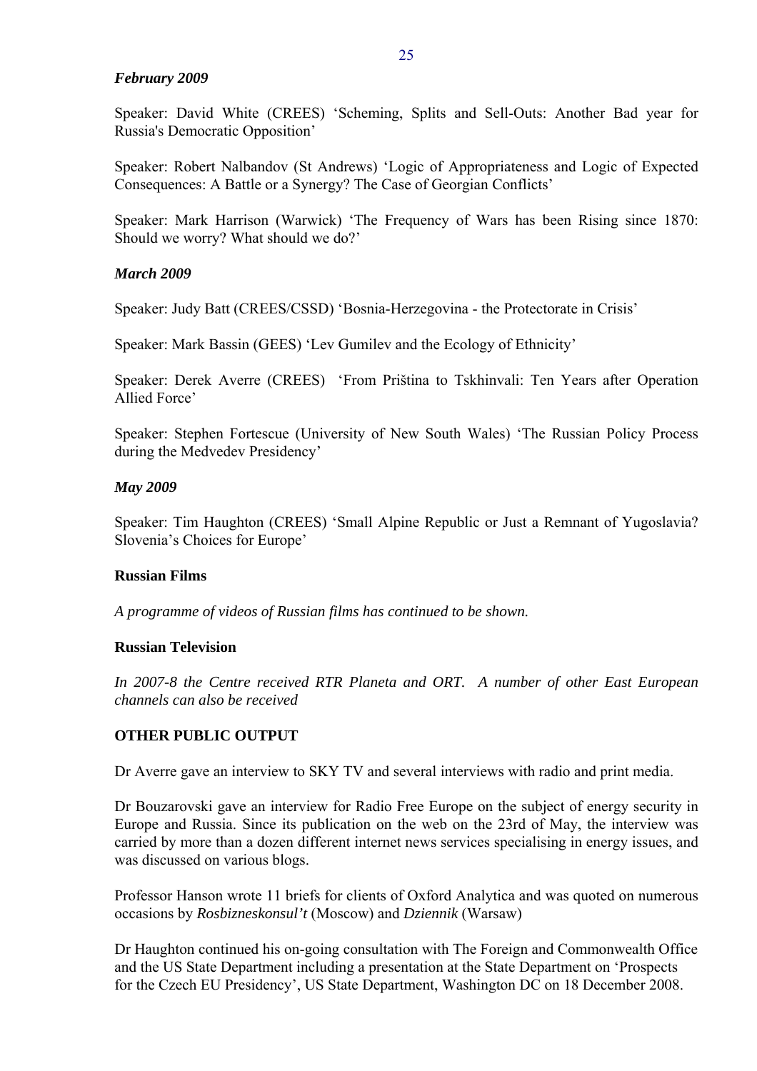*February 2009*

Speaker: David White (CREES) 'Scheming, Splits and Sell-Outs: Another Bad year for Russia's Democratic Opposition'

Speaker: Robert Nalbandov (St Andrews) 'Logic of Appropriateness and Logic of Expected Consequences: A Battle or a Synergy? The Case of Georgian Conflicts'

Speaker: Mark Harrison (Warwick) 'The Frequency of Wars has been Rising since 1870: Should we worry? What should we do?'

*March 2009*

Speaker: Judy Batt (CREES/CSSD) 'Bosnia-Herzegovina - the Protectorate in Crisis'

Speaker: Mark Bassin (GEES) 'Lev Gumilev and the Ecology of Ethnicity'

Speaker: Derek Averre (CREES) 'From Priština to Tskhinvali: Ten Years after Operation Allied Force'

Speaker: Stephen Fortescue (University of New South Wales) 'The Russian Policy Process during the Medvedev Presidency'

*May 2009*

Speaker: Tim Haughton (CREES) 'Small Alpine Republic or Just a Remnant of Yugoslavia? Slovenia's Choices for Europe'

**Russian Films**

*A programme of videos of Russian films has continued to be shown.*

**Russian Television**

*In 2007-8 the Centre received RTR Planeta and ORT. A number of other East European channels can also be received*

**OTHER PUBLIC OUTPUT**

Dr Averre gave an interview to SKY TV and several interviews with radio and print media.

Dr Bouzarovski gave an interview for Radio Free Europe on the subject of energy security in Europe and Russia. Since its publication on the web on the 23rd of May, the interview was carried by more than a dozen different internet news services specialising in energy issues, and was discussed on various blogs.

Professor Hanson wrote 11 briefs for clients of Oxford Analytica and was quoted on numerous occasions by *Rosbizneskonsul't* (Moscow) and *Dziennik* (Warsaw)

Dr Haughton continued his on-going consultation with The Foreign and Commonwealth Office and the US State Department including a presentation at the State Department on 'Prospects for the Czech EU Presidency', US State Department, Washington DC on 18 December 2008.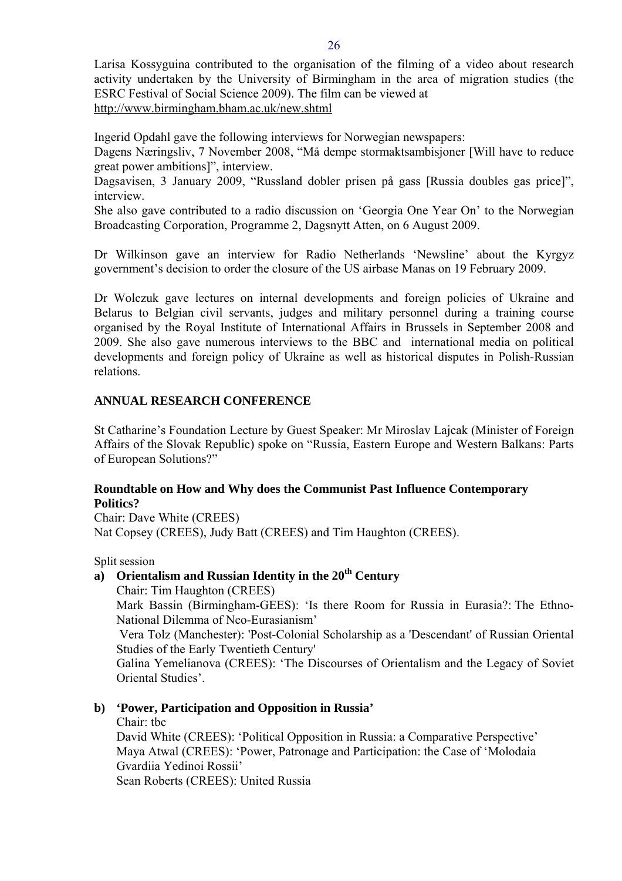Larisa Kossyguina contributed to the organisation of the filming of a video about research activity undertaken by the University of Birmingham in the area of migration studies (the ESRC Festival of Social Science 2009). The film can be viewed at http://www.birmingham.bham.ac.uk/new.shtml

Ingerid Opdahl gave the following interviews for Norwegian newspapers:
Dagens Næringsliv, 7 November 2008, "Må dempe stormaktsambisjoner [Will have to reduce great power ambitions]", interview.
Dagsavisen, 3 January 2009, "Russland dobler prisen på gass [Russia doubles gas price]", interview.
She also gave contributed to a radio discussion on 'Georgia One Year On' to the Norwegian Broadcasting Corporation, Programme 2, Dagsnytt Atten, on 6 August 2009.

Dr Wilkinson gave an interview for Radio Netherlands 'Newsline' about the Kyrgyz government's decision to order the closure of the US airbase Manas on 19 February 2009.

Dr Wolczuk gave lectures on internal developments and foreign policies of Ukraine and Belarus to Belgian civil servants, judges and military personnel during a training course organised by the Royal Institute of International Affairs in Brussels in September 2008 and 2009. She also gave numerous interviews to the BBC and international media on political developments and foreign policy of Ukraine as well as historical disputes in Polish-Russian relations.

## ANNUAL RESEARCH CONFERENCE

St Catharine's Foundation Lecture by Guest Speaker: Mr Miroslav Lajcak (Minister of Foreign Affairs of the Slovak Republic) spoke on "Russia, Eastern Europe and Western Balkans: Parts of European Solutions?"

**Roundtable on How and Why does the Communist Past Influence Contemporary Politics?**
Chair: Dave White (CREES)
Nat Copsey (CREES), Judy Batt (CREES) and Tim Haughton (CREES).

Split session

**a) Orientalism and Russian Identity in the 20th Century**

Chair: Tim Haughton (CREES)
Mark Bassin (Birmingham-GEES): 'Is there Room for Russia in Eurasia?: The Ethno-National Dilemma of Neo-Eurasianism'
Vera Tolz (Manchester): 'Post-Colonial Scholarship as a 'Descendant' of Russian Oriental Studies of the Early Twentieth Century'
Galina Yemelianova (CREES): 'The Discourses of Orientalism and the Legacy of Soviet Oriental Studies'.

**b) 'Power, Participation and Opposition in Russia'**

Chair: tbc
David White (CREES): 'Political Opposition in Russia: a Comparative Perspective'
Maya Atwal (CREES): 'Power, Patronage and Participation: the Case of 'Molodaia Gvardiia Yedinoi Rossii'
Sean Roberts (CREES): United Russia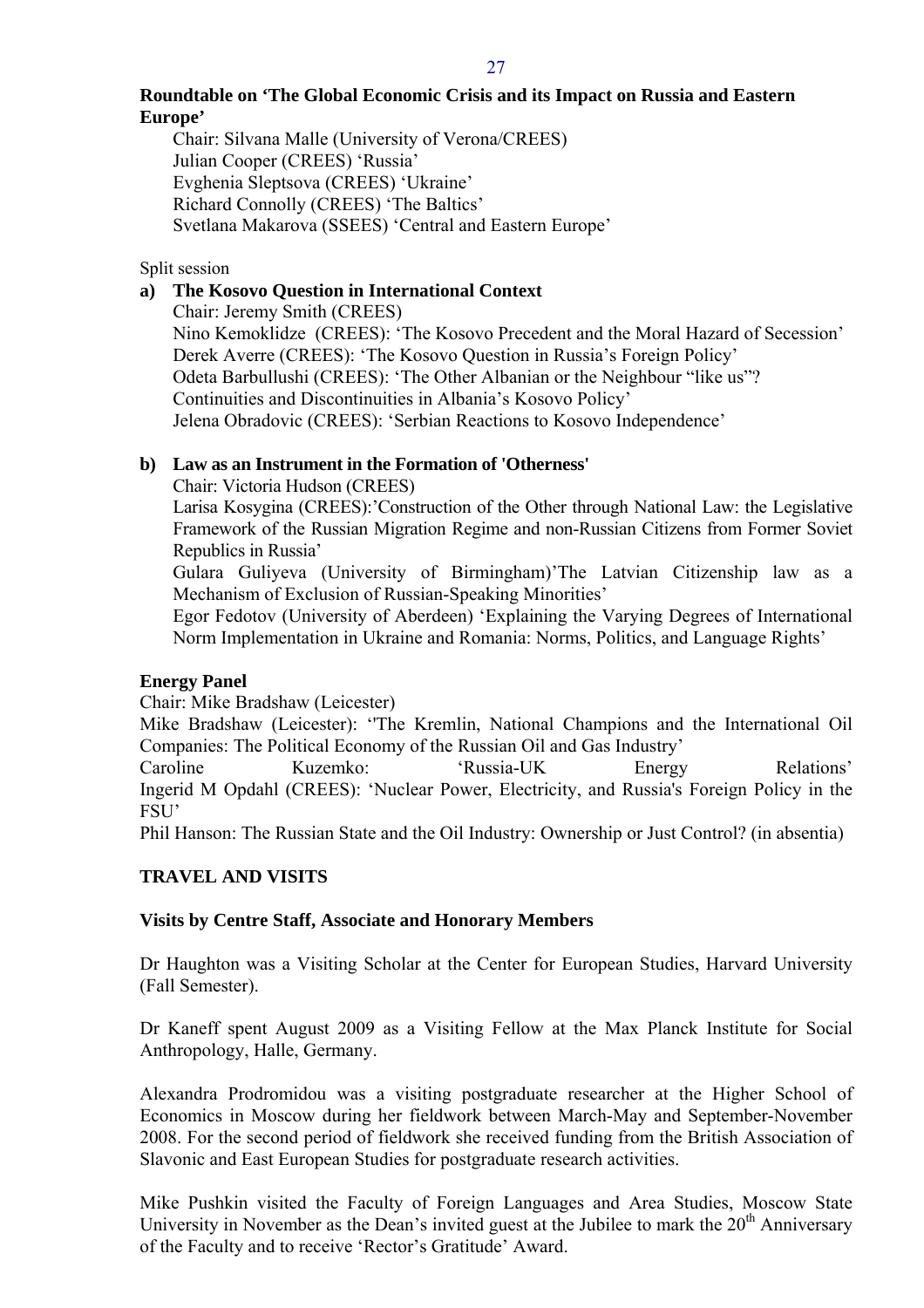**Roundtable on 'The Global Economic Crisis and its Impact on Russia and Eastern Europe'**

Chair: Silvana Malle (University of Verona/CREES)
Julian Cooper (CREES) 'Russia'
Evghenia Sleptsova (CREES) 'Ukraine'
Richard Connolly (CREES) 'The Baltics'
Svetlana Makarova (SSEES) 'Central and Eastern Europe'

Split session

**a) The Kosovo Question in International Context**

Chair: Jeremy Smith (CREES)
Nino Kemoklidze (CREES): 'The Kosovo Precedent and the Moral Hazard of Secession'
Derek Averre (CREES): 'The Kosovo Question in Russia's Foreign Policy'
Odeta Barbullushi (CREES): 'The Other Albanian or the Neighbour "like us"? Continuities and Discontinuities in Albania's Kosovo Policy'
Jelena Obradovic (CREES): 'Serbian Reactions to Kosovo Independence'

**b) Law as an Instrument in the Formation of 'Otherness'**

Chair: Victoria Hudson (CREES)
Larisa Kosygina (CREES):'Construction of the Other through National Law: the Legislative Framework of the Russian Migration Regime and non-Russian Citizens from Former Soviet Republics in Russia'
Gulara Guliyeva (University of Birmingham)'The Latvian Citizenship law as a Mechanism of Exclusion of Russian-Speaking Minorities'
Egor Fedotov (University of Aberdeen) 'Explaining the Varying Degrees of International Norm Implementation in Ukraine and Romania: Norms, Politics, and Language Rights'

**Energy Panel**

Chair: Mike Bradshaw (Leicester)
Mike Bradshaw (Leicester): ''The Kremlin, National Champions and the International Oil Companies: The Political Economy of the Russian Oil and Gas Industry'
Caroline Kuzemko: 'Russia-UK Energy Relations'
Ingerid M Opdahl (CREES): 'Nuclear Power, Electricity, and Russia's Foreign Policy in the FSU'
Phil Hanson: The Russian State and the Oil Industry: Ownership or Just Control? (in absentia)

## TRAVEL AND VISITS

### Visits by Centre Staff, Associate and Honorary Members

Dr Haughton was a Visiting Scholar at the Center for European Studies, Harvard University (Fall Semester).

Dr Kaneff spent August 2009 as a Visiting Fellow at the Max Planck Institute for Social Anthropology, Halle, Germany.

Alexandra Prodromidou was a visiting postgraduate researcher at the Higher School of Economics in Moscow during her fieldwork between March-May and September-November 2008. For the second period of fieldwork she received funding from the British Association of Slavonic and East European Studies for postgraduate research activities.

Mike Pushkin visited the Faculty of Foreign Languages and Area Studies, Moscow State University in November as the Dean's invited guest at the Jubilee to mark the 20th Anniversary of the Faculty and to receive 'Rector's Gratitude' Award.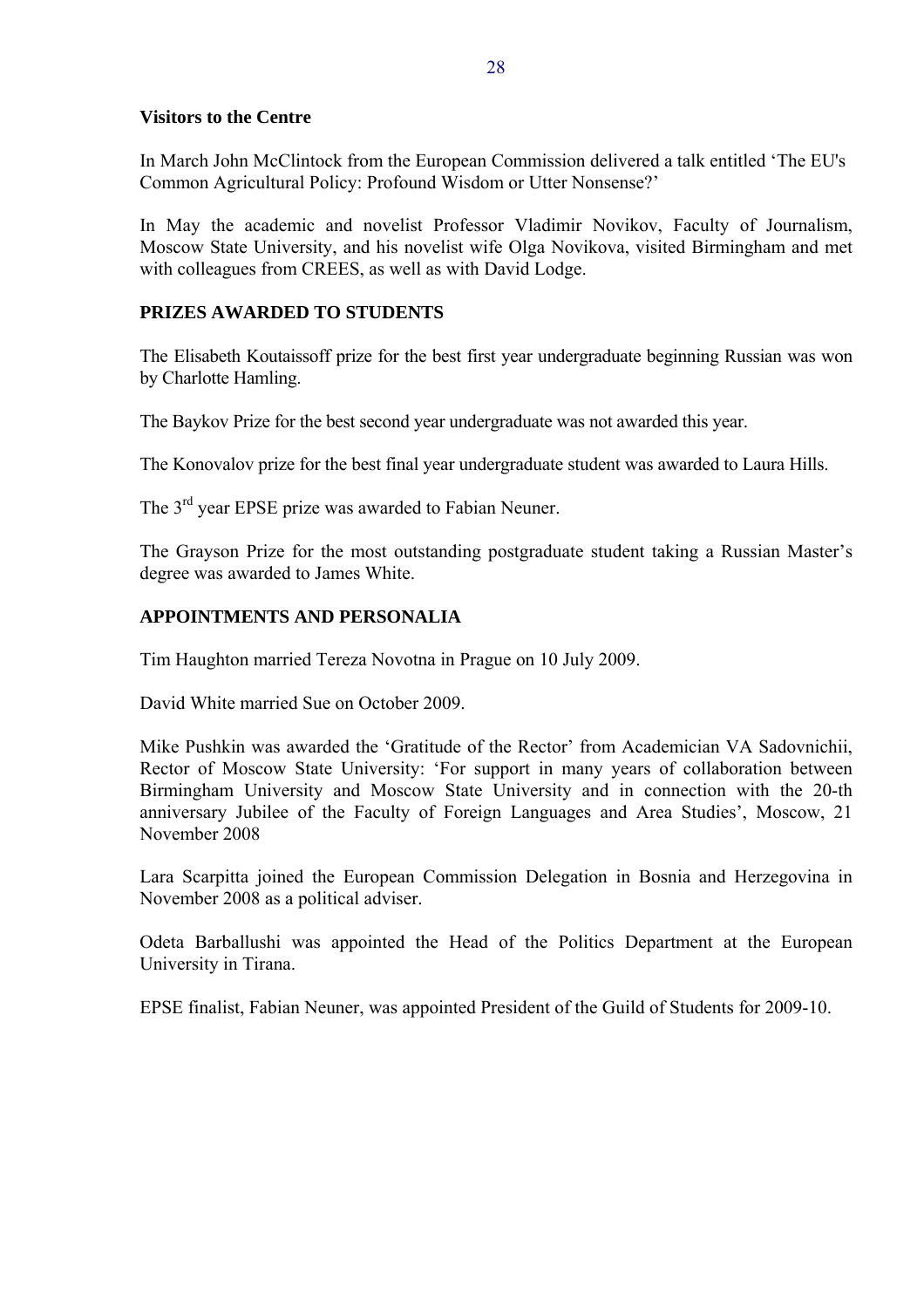**Visitors to the Centre**

In March John McClintock from the European Commission delivered a talk entitled 'The EU's Common Agricultural Policy: Profound Wisdom or Utter Nonsense?'

In May the academic and novelist Professor Vladimir Novikov, Faculty of Journalism, Moscow State University, and his novelist wife Olga Novikova, visited Birmingham and met with colleagues from CREES, as well as with David Lodge.

## PRIZES AWARDED TO STUDENTS

The Elisabeth Koutaissoff prize for the best first year undergraduate beginning Russian was won by Charlotte Hamling.

The Baykov Prize for the best second year undergraduate was not awarded this year.

The Konovalov prize for the best final year undergraduate student was awarded to Laura Hills.

The 3rd year EPSE prize was awarded to Fabian Neuner.

The Grayson Prize for the most outstanding postgraduate student taking a Russian Master's degree was awarded to James White.

## APPOINTMENTS AND PERSONALIA

Tim Haughton married Tereza Novotna in Prague on 10 July 2009.

David White married Sue on October 2009.

Mike Pushkin was awarded the 'Gratitude of the Rector' from Academician VA Sadovnichii, Rector of Moscow State University: 'For support in many years of collaboration between Birmingham University and Moscow State University and in connection with the 20-th anniversary Jubilee of the Faculty of Foreign Languages and Area Studies', Moscow, 21 November 2008

Lara Scarpitta joined the European Commission Delegation in Bosnia and Herzegovina in November 2008 as a political adviser.

Odeta Barballushi was appointed the Head of the Politics Department at the European University in Tirana.

EPSE finalist, Fabian Neuner, was appointed President of the Guild of Students for 2009-10.